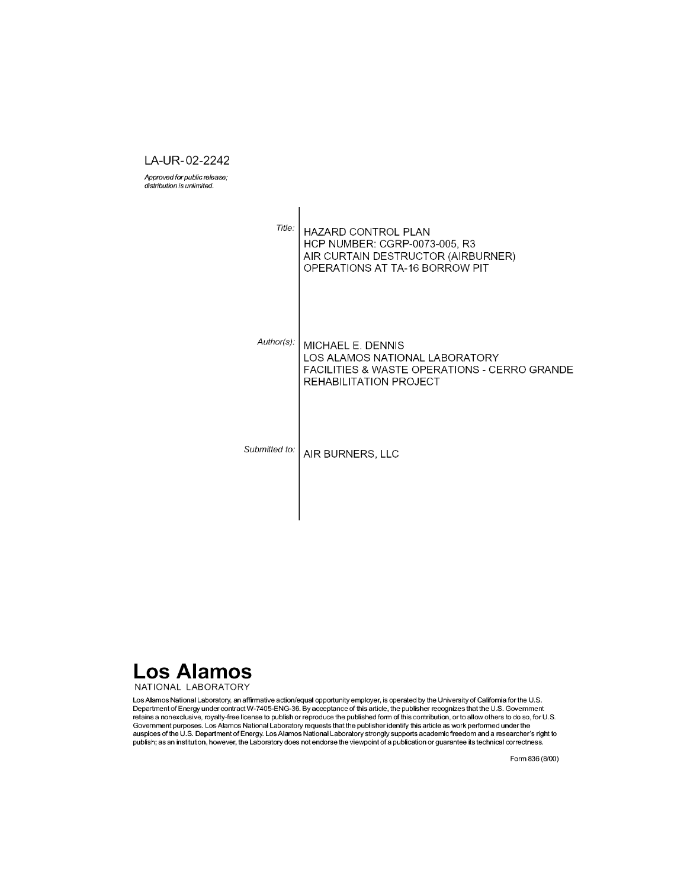LA-UR-02-2242

*Approved for public release; distribution is unlimited.*

| | |
|---|---|
| *Title:* | HAZARD CONTROL PLAN<br>HCP NUMBER: CGRP-0073-005, R3<br>AIR CURTAIN DESTRUCTOR (AIRBURNER)<br>OPERATIONS AT TA-16 BORROW PIT |
| *Author(s):* | MICHAEL E. DENNIS<br>LOS ALAMOS NATIONAL LABORATORY<br>FACILITIES & WASTE OPERATIONS - CERRO GRANDE REHABILITATION PROJECT |
| *Submitted to:* | AIR BURNERS, LLC |

**Los Alamos**
NATIONAL LABORATORY

Los Alamos National Laboratory, an affirmative action/equal opportunity employer, is operated by the University of California for the U.S. Department of Energy under contract W-7405-ENG-36. By acceptance of this article, the publisher recognizes that the U.S. Government retains a nonexclusive, royalty-free license to publish or reproduce the published form of this contribution, or to allow others to do so, for U.S. Government purposes. Los Alamos National Laboratory requests that the publisher identify this article as work performed under the auspices of the U.S. Department of Energy. Los Alamos National Laboratory strongly supports academic freedom and a researcher's right to publish; as an institution, however, the Laboratory does not endorse the viewpoint of a publication or guarantee its technical correctness.

Form 836 (8/00)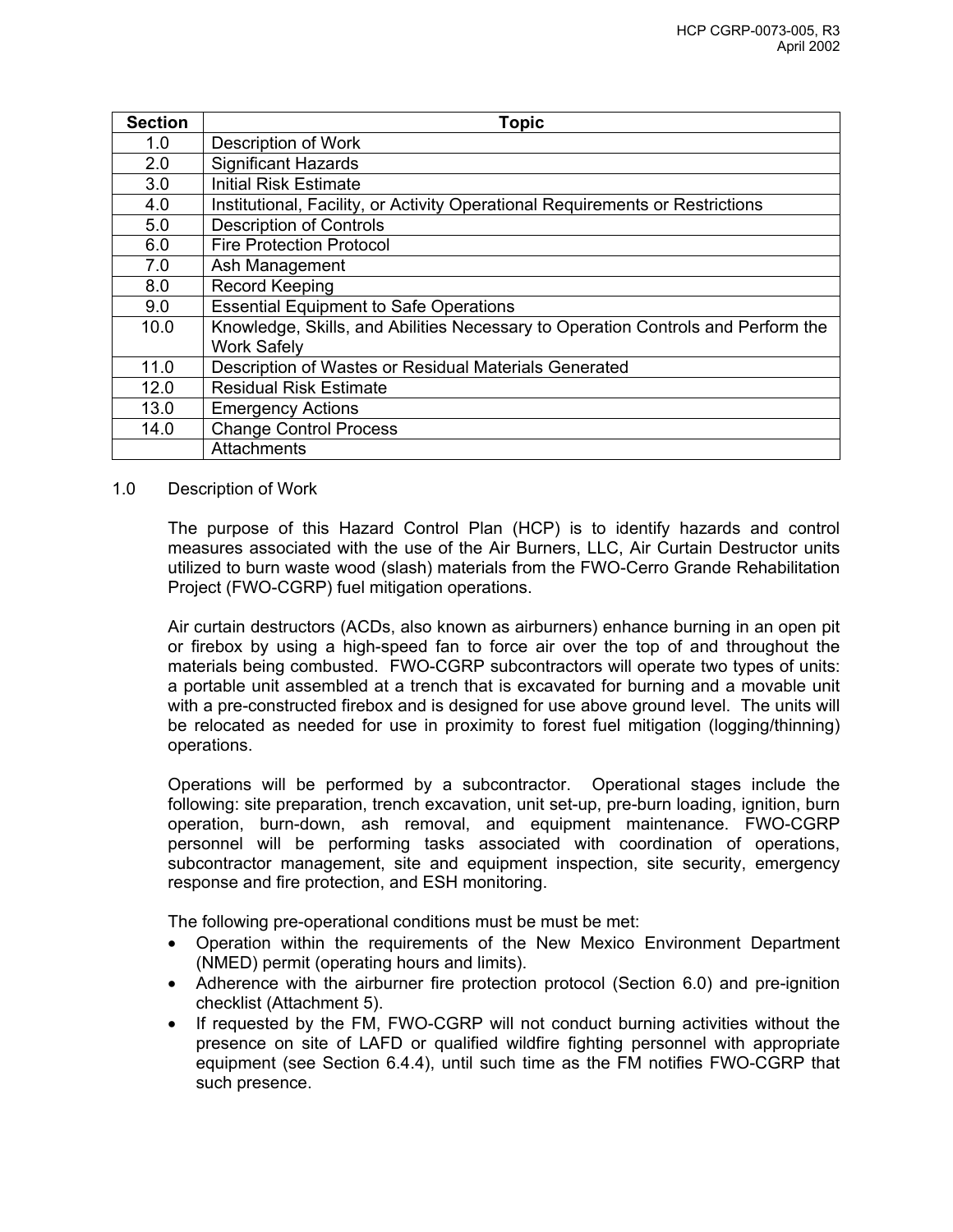| Section | Topic |
|---|---|
| 1.0 | Description of Work |
| 2.0 | Significant Hazards |
| 3.0 | Initial Risk Estimate |
| 4.0 | Institutional, Facility, or Activity Operational Requirements or Restrictions |
| 5.0 | Description of Controls |
| 6.0 | Fire Protection Protocol |
| 7.0 | Ash Management |
| 8.0 | Record Keeping |
| 9.0 | Essential Equipment to Safe Operations |
| 10.0 | Knowledge, Skills, and Abilities Necessary to Operation Controls and Perform the Work Safely |
| 11.0 | Description of Wastes or Residual Materials Generated |
| 12.0 | Residual Risk Estimate |
| 13.0 | Emergency Actions |
| 14.0 | Change Control Process |
| | Attachments |

## 1.0 Description of Work

The purpose of this Hazard Control Plan (HCP) is to identify hazards and control measures associated with the use of the Air Burners, LLC, Air Curtain Destructor units utilized to burn waste wood (slash) materials from the FWO-Cerro Grande Rehabilitation Project (FWO-CGRP) fuel mitigation operations.

Air curtain destructors (ACDs, also known as airburners) enhance burning in an open pit or firebox by using a high-speed fan to force air over the top of and throughout the materials being combusted. FWO-CGRP subcontractors will operate two types of units: a portable unit assembled at a trench that is excavated for burning and a movable unit with a pre-constructed firebox and is designed for use above ground level. The units will be relocated as needed for use in proximity to forest fuel mitigation (logging/thinning) operations.

Operations will be performed by a subcontractor. Operational stages include the following: site preparation, trench excavation, unit set-up, pre-burn loading, ignition, burn operation, burn-down, ash removal, and equipment maintenance. FWO-CGRP personnel will be performing tasks associated with coordination of operations, subcontractor management, site and equipment inspection, site security, emergency response and fire protection, and ESH monitoring.

The following pre-operational conditions must be must be met:

- Operation within the requirements of the New Mexico Environment Department (NMED) permit (operating hours and limits).
- Adherence with the airburner fire protection protocol (Section 6.0) and pre-ignition checklist (Attachment 5).
- If requested by the FM, FWO-CGRP will not conduct burning activities without the presence on site of LAFD or qualified wildfire fighting personnel with appropriate equipment (see Section 6.4.4), until such time as the FM notifies FWO-CGRP that such presence.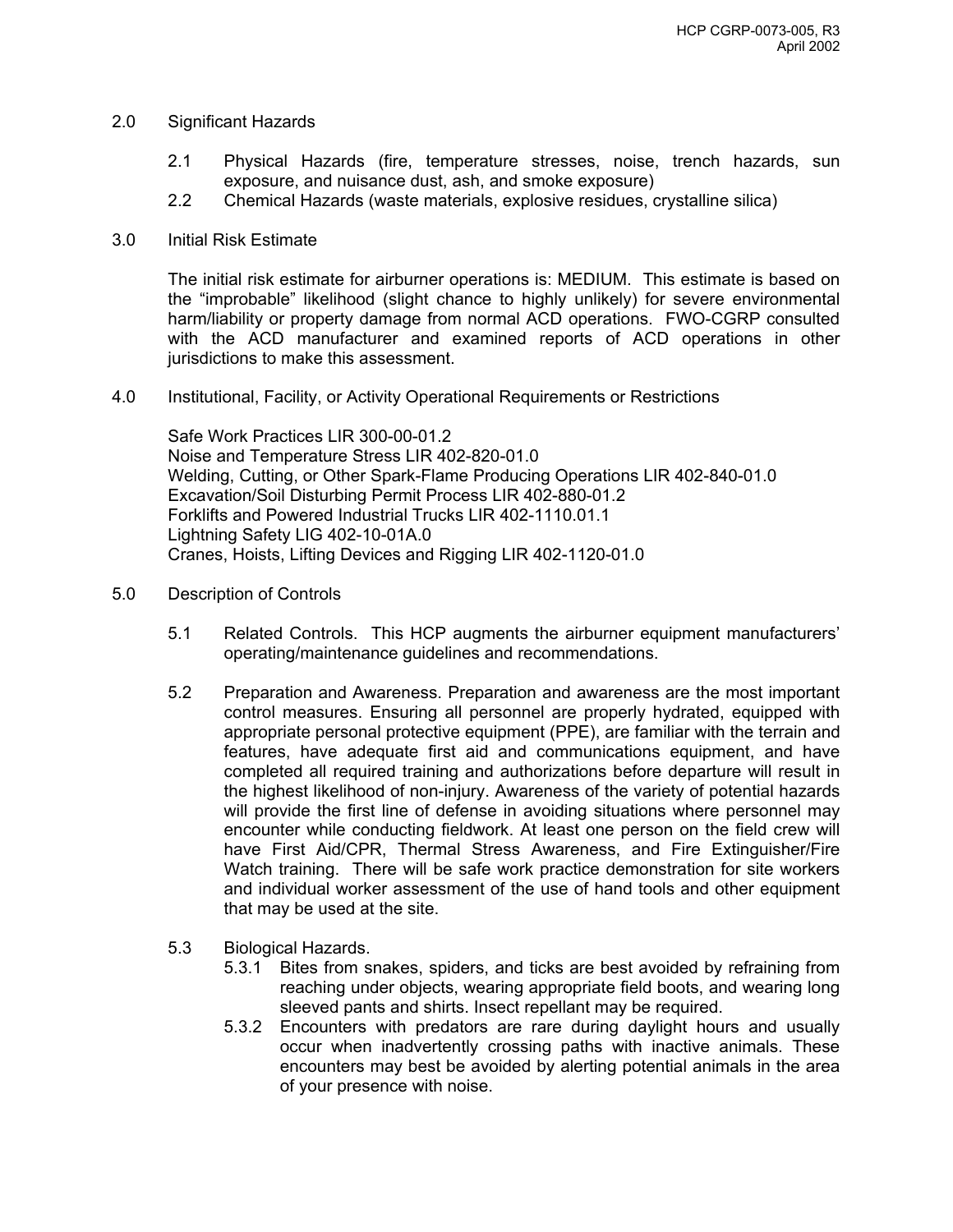## 2.0 Significant Hazards

2.1 Physical Hazards (fire, temperature stresses, noise, trench hazards, sun exposure, and nuisance dust, ash, and smoke exposure)

2.2 Chemical Hazards (waste materials, explosive residues, crystalline silica)

## 3.0 Initial Risk Estimate

The initial risk estimate for airburner operations is: MEDIUM. This estimate is based on the "improbable" likelihood (slight chance to highly unlikely) for severe environmental harm/liability or property damage from normal ACD operations. FWO-CGRP consulted with the ACD manufacturer and examined reports of ACD operations in other jurisdictions to make this assessment.

## 4.0 Institutional, Facility, or Activity Operational Requirements or Restrictions

Safe Work Practices LIR 300-00-01.2
Noise and Temperature Stress LIR 402-820-01.0
Welding, Cutting, or Other Spark-Flame Producing Operations LIR 402-840-01.0
Excavation/Soil Disturbing Permit Process LIR 402-880-01.2
Forklifts and Powered Industrial Trucks LIR 402-1110.01.1
Lightning Safety LIG 402-10-01A.0
Cranes, Hoists, Lifting Devices and Rigging LIR 402-1120-01.0

## 5.0 Description of Controls

5.1 Related Controls. This HCP augments the airburner equipment manufacturers' operating/maintenance guidelines and recommendations.

5.2 Preparation and Awareness. Preparation and awareness are the most important control measures. Ensuring all personnel are properly hydrated, equipped with appropriate personal protective equipment (PPE), are familiar with the terrain and features, have adequate first aid and communications equipment, and have completed all required training and authorizations before departure will result in the highest likelihood of non-injury. Awareness of the variety of potential hazards will provide the first line of defense in avoiding situations where personnel may encounter while conducting fieldwork. At least one person on the field crew will have First Aid/CPR, Thermal Stress Awareness, and Fire Extinguisher/Fire Watch training. There will be safe work practice demonstration for site workers and individual worker assessment of the use of hand tools and other equipment that may be used at the site.

5.3 Biological Hazards.

5.3.1 Bites from snakes, spiders, and ticks are best avoided by refraining from reaching under objects, wearing appropriate field boots, and wearing long sleeved pants and shirts. Insect repellant may be required.

5.3.2 Encounters with predators are rare during daylight hours and usually occur when inadvertently crossing paths with inactive animals. These encounters may best be avoided by alerting potential animals in the area of your presence with noise.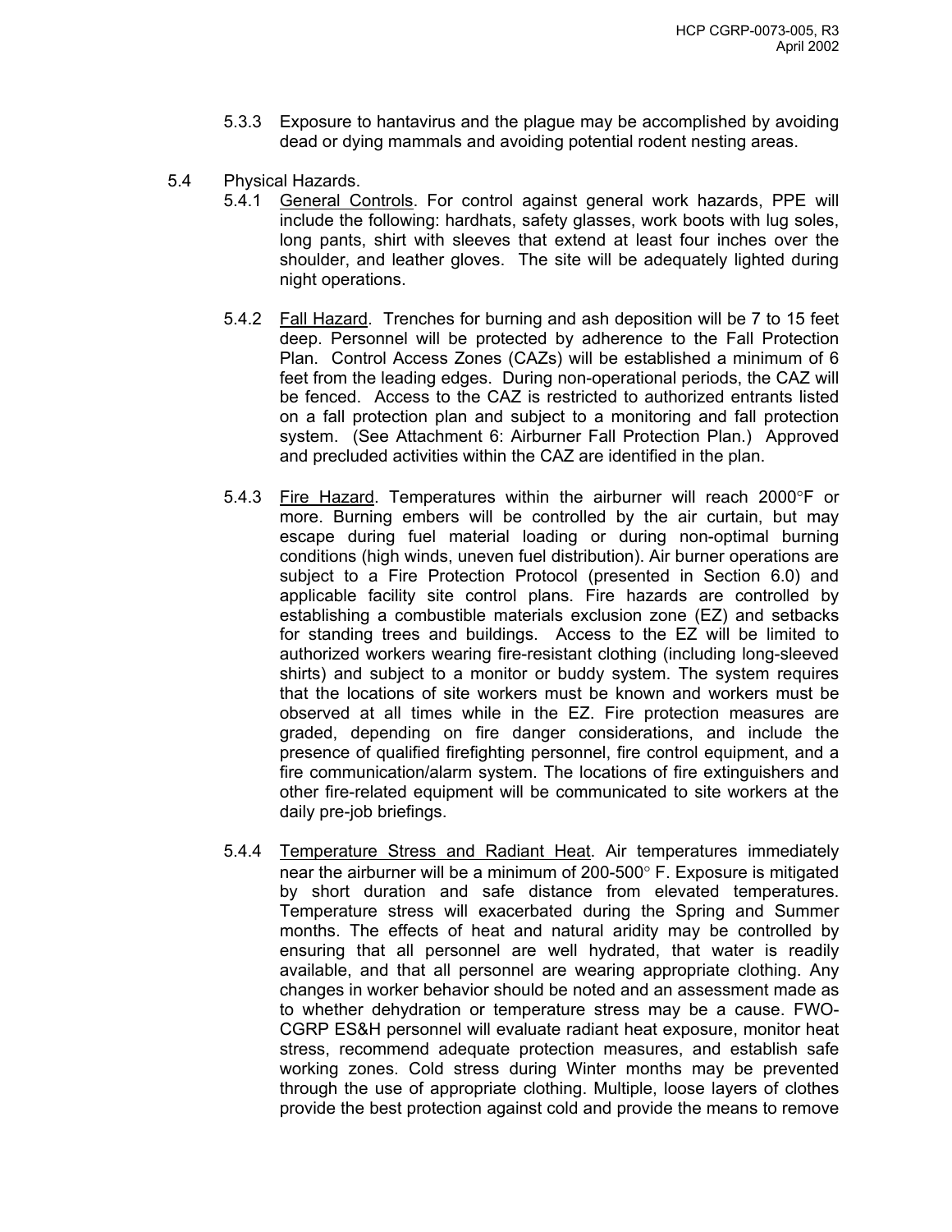5.3.3 Exposure to hantavirus and the plague may be accomplished by avoiding dead or dying mammals and avoiding potential rodent nesting areas.

5.4 Physical Hazards.

5.4.1 General Controls. For control against general work hazards, PPE will include the following: hardhats, safety glasses, work boots with lug soles, long pants, shirt with sleeves that extend at least four inches over the shoulder, and leather gloves. The site will be adequately lighted during night operations.

5.4.2 Fall Hazard. Trenches for burning and ash deposition will be 7 to 15 feet deep. Personnel will be protected by adherence to the Fall Protection Plan. Control Access Zones (CAZs) will be established a minimum of 6 feet from the leading edges. During non-operational periods, the CAZ will be fenced. Access to the CAZ is restricted to authorized entrants listed on a fall protection plan and subject to a monitoring and fall protection system. (See Attachment 6: Airburner Fall Protection Plan.) Approved and precluded activities within the CAZ are identified in the plan.

5.4.3 Fire Hazard. Temperatures within the airburner will reach 2000°F or more. Burning embers will be controlled by the air curtain, but may escape during fuel material loading or during non-optimal burning conditions (high winds, uneven fuel distribution). Air burner operations are subject to a Fire Protection Protocol (presented in Section 6.0) and applicable facility site control plans. Fire hazards are controlled by establishing a combustible materials exclusion zone (EZ) and setbacks for standing trees and buildings. Access to the EZ will be limited to authorized workers wearing fire-resistant clothing (including long-sleeved shirts) and subject to a monitor or buddy system. The system requires that the locations of site workers must be known and workers must be observed at all times while in the EZ. Fire protection measures are graded, depending on fire danger considerations, and include the presence of qualified firefighting personnel, fire control equipment, and a fire communication/alarm system. The locations of fire extinguishers and other fire-related equipment will be communicated to site workers at the daily pre-job briefings.

5.4.4 Temperature Stress and Radiant Heat. Air temperatures immediately near the airburner will be a minimum of 200-500° F. Exposure is mitigated by short duration and safe distance from elevated temperatures. Temperature stress will exacerbated during the Spring and Summer months. The effects of heat and natural aridity may be controlled by ensuring that all personnel are well hydrated, that water is readily available, and that all personnel are wearing appropriate clothing. Any changes in worker behavior should be noted and an assessment made as to whether dehydration or temperature stress may be a cause. FWO-CGRP ES&H personnel will evaluate radiant heat exposure, monitor heat stress, recommend adequate protection measures, and establish safe working zones. Cold stress during Winter months may be prevented through the use of appropriate clothing. Multiple, loose layers of clothes provide the best protection against cold and provide the means to remove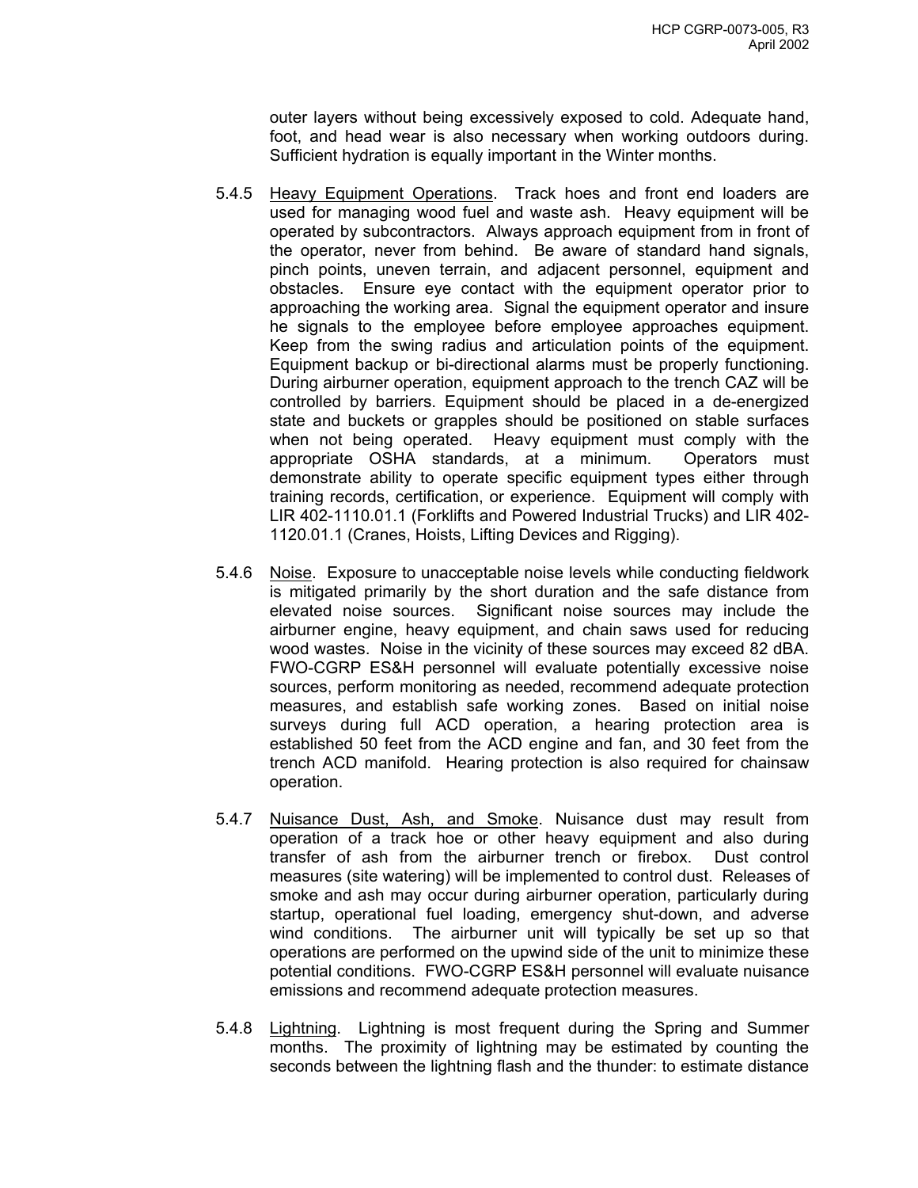outer layers without being excessively exposed to cold. Adequate hand, foot, and head wear is also necessary when working outdoors during. Sufficient hydration is equally important in the Winter months.

5.4.5 Heavy Equipment Operations. Track hoes and front end loaders are used for managing wood fuel and waste ash. Heavy equipment will be operated by subcontractors. Always approach equipment from in front of the operator, never from behind. Be aware of standard hand signals, pinch points, uneven terrain, and adjacent personnel, equipment and obstacles. Ensure eye contact with the equipment operator prior to approaching the working area. Signal the equipment operator and insure he signals to the employee before employee approaches equipment. Keep from the swing radius and articulation points of the equipment. Equipment backup or bi-directional alarms must be properly functioning. During airburner operation, equipment approach to the trench CAZ will be controlled by barriers. Equipment should be placed in a de-energized state and buckets or grapples should be positioned on stable surfaces when not being operated. Heavy equipment must comply with the appropriate OSHA standards, at a minimum. Operators must demonstrate ability to operate specific equipment types either through training records, certification, or experience. Equipment will comply with LIR 402-1110.01.1 (Forklifts and Powered Industrial Trucks) and LIR 402-1120.01.1 (Cranes, Hoists, Lifting Devices and Rigging).

5.4.6 Noise. Exposure to unacceptable noise levels while conducting fieldwork is mitigated primarily by the short duration and the safe distance from elevated noise sources. Significant noise sources may include the airburner engine, heavy equipment, and chain saws used for reducing wood wastes. Noise in the vicinity of these sources may exceed 82 dBA. FWO-CGRP ES&H personnel will evaluate potentially excessive noise sources, perform monitoring as needed, recommend adequate protection measures, and establish safe working zones. Based on initial noise surveys during full ACD operation, a hearing protection area is established 50 feet from the ACD engine and fan, and 30 feet from the trench ACD manifold. Hearing protection is also required for chainsaw operation.

5.4.7 Nuisance Dust, Ash, and Smoke. Nuisance dust may result from operation of a track hoe or other heavy equipment and also during transfer of ash from the airburner trench or firebox. Dust control measures (site watering) will be implemented to control dust. Releases of smoke and ash may occur during airburner operation, particularly during startup, operational fuel loading, emergency shut-down, and adverse wind conditions. The airburner unit will typically be set up so that operations are performed on the upwind side of the unit to minimize these potential conditions. FWO-CGRP ES&H personnel will evaluate nuisance emissions and recommend adequate protection measures.

5.4.8 Lightning. Lightning is most frequent during the Spring and Summer months. The proximity of lightning may be estimated by counting the seconds between the lightning flash and the thunder: to estimate distance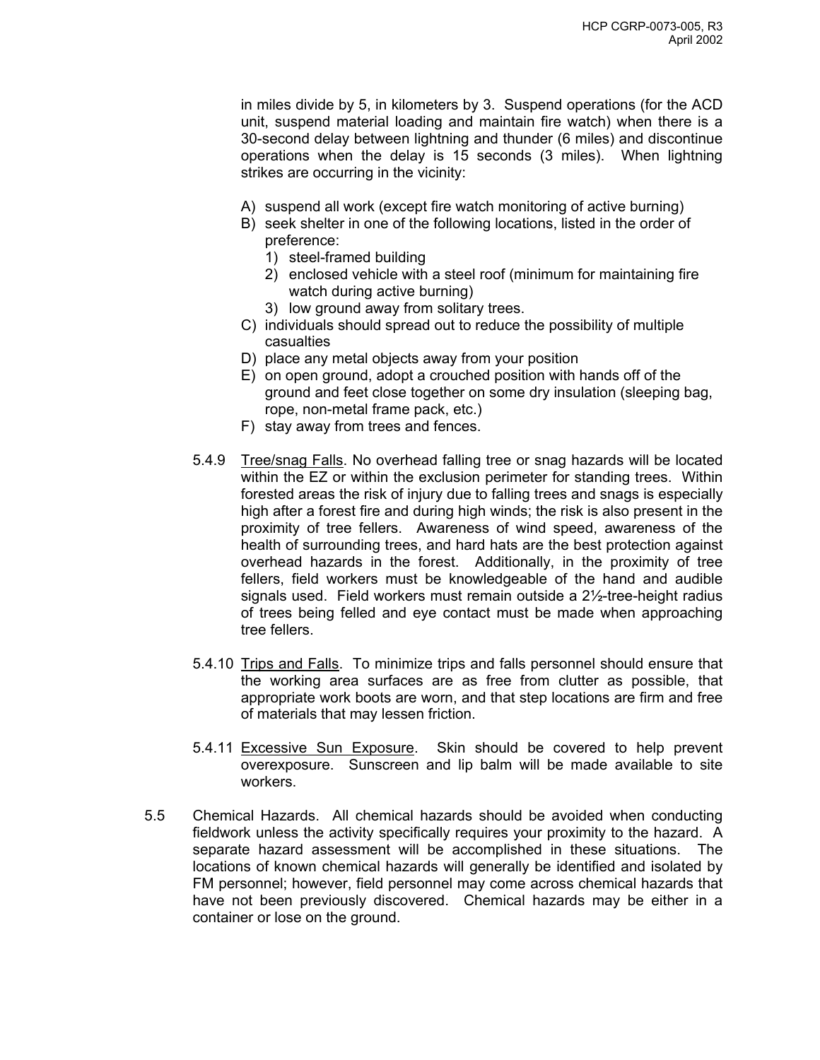in miles divide by 5, in kilometers by 3. Suspend operations (for the ACD unit, suspend material loading and maintain fire watch) when there is a 30-second delay between lightning and thunder (6 miles) and discontinue operations when the delay is 15 seconds (3 miles). When lightning strikes are occurring in the vicinity:

A) suspend all work (except fire watch monitoring of active burning)
B) seek shelter in one of the following locations, listed in the order of preference:
   1) steel-framed building
   2) enclosed vehicle with a steel roof (minimum for maintaining fire watch during active burning)
   3) low ground away from solitary trees.
C) individuals should spread out to reduce the possibility of multiple casualties
D) place any metal objects away from your position
E) on open ground, adopt a crouched position with hands off of the ground and feet close together on some dry insulation (sleeping bag, rope, non-metal frame pack, etc.)
F) stay away from trees and fences.

5.4.9 Tree/snag Falls. No overhead falling tree or snag hazards will be located within the EZ or within the exclusion perimeter for standing trees. Within forested areas the risk of injury due to falling trees and snags is especially high after a forest fire and during high winds; the risk is also present in the proximity of tree fellers. Awareness of wind speed, awareness of the health of surrounding trees, and hard hats are the best protection against overhead hazards in the forest. Additionally, in the proximity of tree fellers, field workers must be knowledgeable of the hand and audible signals used. Field workers must remain outside a 2½-tree-height radius of trees being felled and eye contact must be made when approaching tree fellers.

5.4.10 Trips and Falls. To minimize trips and falls personnel should ensure that the working area surfaces are as free from clutter as possible, that appropriate work boots are worn, and that step locations are firm and free of materials that may lessen friction.

5.4.11 Excessive Sun Exposure. Skin should be covered to help prevent overexposure. Sunscreen and lip balm will be made available to site workers.

5.5 Chemical Hazards. All chemical hazards should be avoided when conducting fieldwork unless the activity specifically requires your proximity to the hazard. A separate hazard assessment will be accomplished in these situations. The locations of known chemical hazards will generally be identified and isolated by FM personnel; however, field personnel may come across chemical hazards that have not been previously discovered. Chemical hazards may be either in a container or lose on the ground.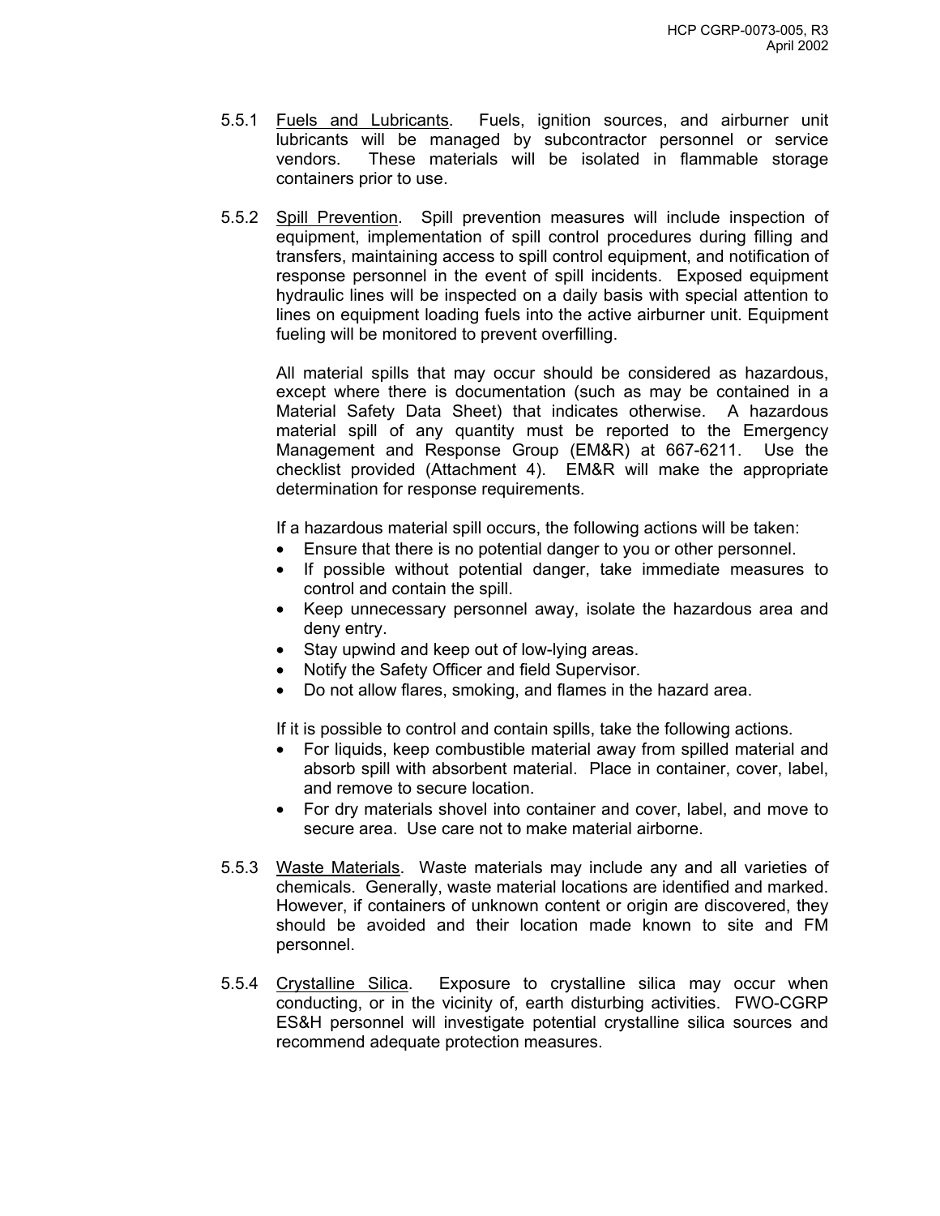5.5.1 Fuels and Lubricants. Fuels, ignition sources, and airburner unit lubricants will be managed by subcontractor personnel or service vendors. These materials will be isolated in flammable storage containers prior to use.

5.5.2 Spill Prevention. Spill prevention measures will include inspection of equipment, implementation of spill control procedures during filling and transfers, maintaining access to spill control equipment, and notification of response personnel in the event of spill incidents. Exposed equipment hydraulic lines will be inspected on a daily basis with special attention to lines on equipment loading fuels into the active airburner unit. Equipment fueling will be monitored to prevent overfilling.

All material spills that may occur should be considered as hazardous, except where there is documentation (such as may be contained in a Material Safety Data Sheet) that indicates otherwise. A hazardous material spill of any quantity must be reported to the Emergency Management and Response Group (EM&R) at 667-6211. Use the checklist provided (Attachment 4). EM&R will make the appropriate determination for response requirements.

If a hazardous material spill occurs, the following actions will be taken:

- Ensure that there is no potential danger to you or other personnel.
- If possible without potential danger, take immediate measures to control and contain the spill.
- Keep unnecessary personnel away, isolate the hazardous area and deny entry.
- Stay upwind and keep out of low-lying areas.
- Notify the Safety Officer and field Supervisor.
- Do not allow flares, smoking, and flames in the hazard area.

If it is possible to control and contain spills, take the following actions.

- For liquids, keep combustible material away from spilled material and absorb spill with absorbent material. Place in container, cover, label, and remove to secure location.
- For dry materials shovel into container and cover, label, and move to secure area. Use care not to make material airborne.

5.5.3 Waste Materials. Waste materials may include any and all varieties of chemicals. Generally, waste material locations are identified and marked. However, if containers of unknown content or origin are discovered, they should be avoided and their location made known to site and FM personnel.

5.5.4 Crystalline Silica. Exposure to crystalline silica may occur when conducting, or in the vicinity of, earth disturbing activities. FWO-CGRP ES&H personnel will investigate potential crystalline silica sources and recommend adequate protection measures.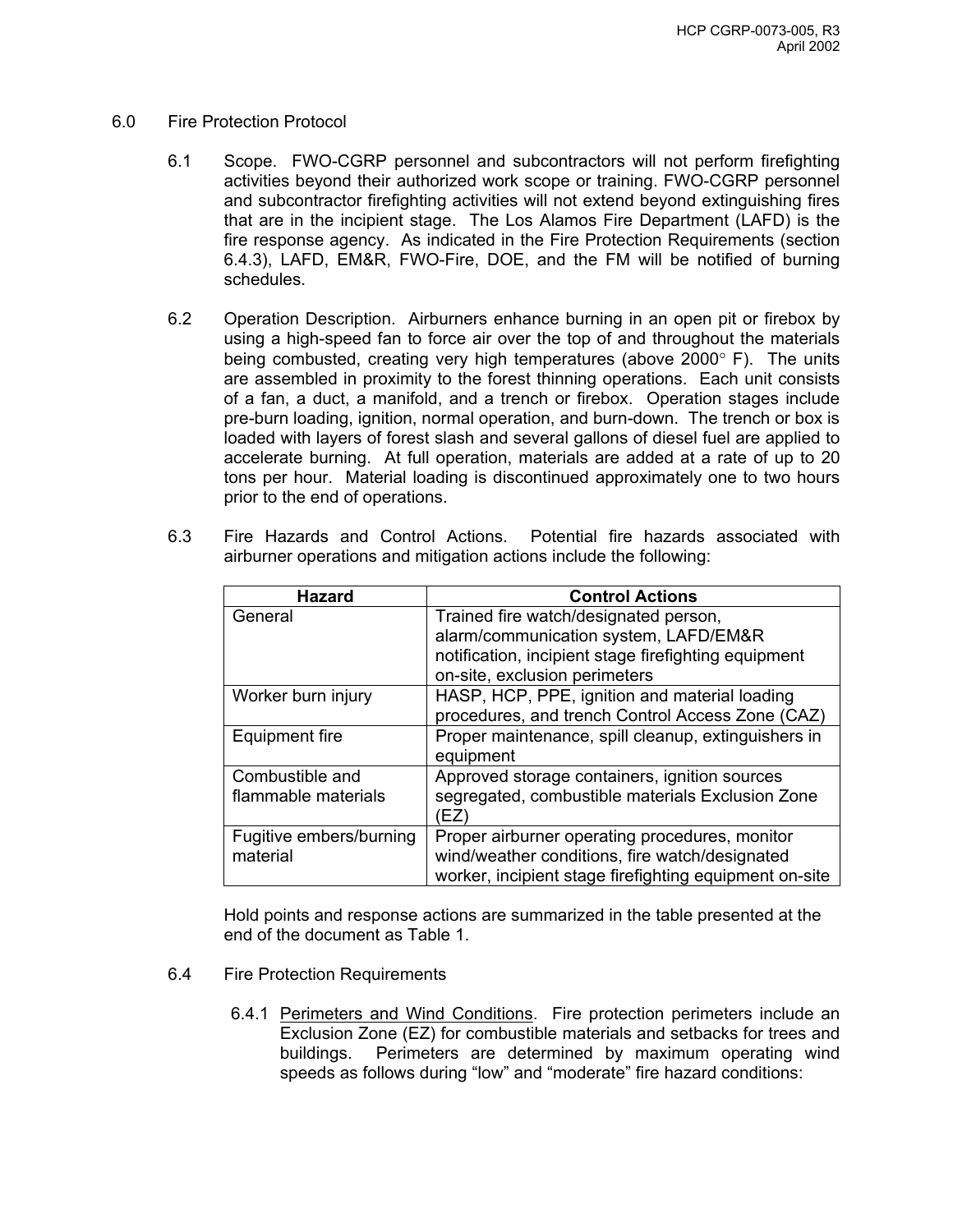## 6.0 Fire Protection Protocol

6.1 Scope. FWO-CGRP personnel and subcontractors will not perform firefighting activities beyond their authorized work scope or training. FWO-CGRP personnel and subcontractor firefighting activities will not extend beyond extinguishing fires that are in the incipient stage. The Los Alamos Fire Department (LAFD) is the fire response agency. As indicated in the Fire Protection Requirements (section 6.4.3), LAFD, EM&R, FWO-Fire, DOE, and the FM will be notified of burning schedules.

6.2 Operation Description. Airburners enhance burning in an open pit or firebox by using a high-speed fan to force air over the top of and throughout the materials being combusted, creating very high temperatures (above 2000° F). The units are assembled in proximity to the forest thinning operations. Each unit consists of a fan, a duct, a manifold, and a trench or firebox. Operation stages include pre-burn loading, ignition, normal operation, and burn-down. The trench or box is loaded with layers of forest slash and several gallons of diesel fuel are applied to accelerate burning. At full operation, materials are added at a rate of up to 20 tons per hour. Material loading is discontinued approximately one to two hours prior to the end of operations.

6.3 Fire Hazards and Control Actions. Potential fire hazards associated with airburner operations and mitigation actions include the following:

| Hazard | Control Actions |
|---|---|
| General | Trained fire watch/designated person, alarm/communication system, LAFD/EM&R notification, incipient stage firefighting equipment on-site, exclusion perimeters |
| Worker burn injury | HASP, HCP, PPE, ignition and material loading procedures, and trench Control Access Zone (CAZ) |
| Equipment fire | Proper maintenance, spill cleanup, extinguishers in equipment |
| Combustible and flammable materials | Approved storage containers, ignition sources segregated, combustible materials Exclusion Zone (EZ) |
| Fugitive embers/burning material | Proper airburner operating procedures, monitor wind/weather conditions, fire watch/designated worker, incipient stage firefighting equipment on-site |

Hold points and response actions are summarized in the table presented at the end of the document as Table 1.

6.4 Fire Protection Requirements

6.4.1 Perimeters and Wind Conditions. Fire protection perimeters include an Exclusion Zone (EZ) for combustible materials and setbacks for trees and buildings. Perimeters are determined by maximum operating wind speeds as follows during "low" and "moderate" fire hazard conditions: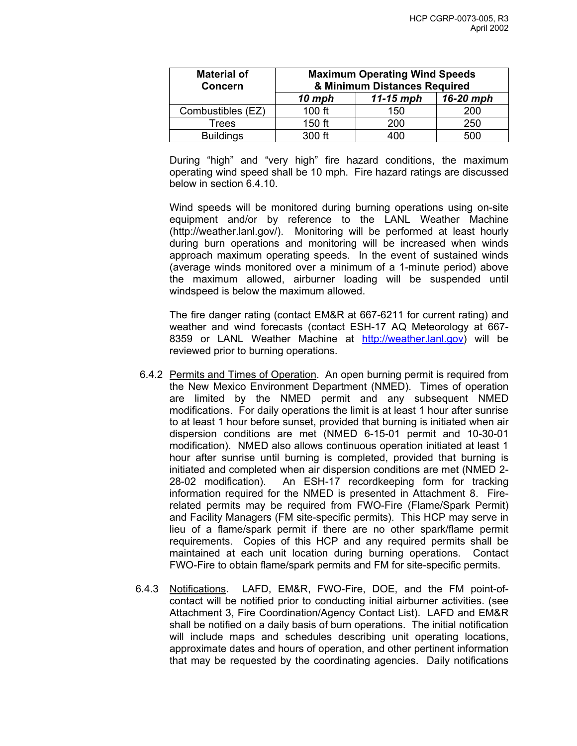| Material of Concern | Maximum Operating Wind Speeds & Minimum Distances Required | | |
|---|---|---|---|
| | *10 mph* | *11-15 mph* | *16-20 mph* |
| Combustibles (EZ) | 100 ft | 150 | 200 |
| Trees | 150 ft | 200 | 250 |
| Buildings | 300 ft | 400 | 500 |

During "high" and "very high" fire hazard conditions, the maximum operating wind speed shall be 10 mph. Fire hazard ratings are discussed below in section 6.4.10.

Wind speeds will be monitored during burning operations using on-site equipment and/or by reference to the LANL Weather Machine (http://weather.lanl.gov/). Monitoring will be performed at least hourly during burn operations and monitoring will be increased when winds approach maximum operating speeds. In the event of sustained winds (average winds monitored over a minimum of a 1-minute period) above the maximum allowed, airburner loading will be suspended until windspeed is below the maximum allowed.

The fire danger rating (contact EM&R at 667-6211 for current rating) and weather and wind forecasts (contact ESH-17 AQ Meteorology at 667-8359 or LANL Weather Machine at http://weather.lanl.gov) will be reviewed prior to burning operations.

6.4.2 Permits and Times of Operation. An open burning permit is required from the New Mexico Environment Department (NMED). Times of operation are limited by the NMED permit and any subsequent NMED modifications. For daily operations the limit is at least 1 hour after sunrise to at least 1 hour before sunset, provided that burning is initiated when air dispersion conditions are met (NMED 6-15-01 permit and 10-30-01 modification). NMED also allows continuous operation initiated at least 1 hour after sunrise until burning is completed, provided that burning is initiated and completed when air dispersion conditions are met (NMED 2-28-02 modification). An ESH-17 recordkeeping form for tracking information required for the NMED is presented in Attachment 8. Fire-related permits may be required from FWO-Fire (Flame/Spark Permit) and Facility Managers (FM site-specific permits). This HCP may serve in lieu of a flame/spark permit if there are no other spark/flame permit requirements. Copies of this HCP and any required permits shall be maintained at each unit location during burning operations. Contact FWO-Fire to obtain flame/spark permits and FM for site-specific permits.

6.4.3 Notifications. LAFD, EM&R, FWO-Fire, DOE, and the FM point-of-contact will be notified prior to conducting initial airburner activities. (see Attachment 3, Fire Coordination/Agency Contact List). LAFD and EM&R shall be notified on a daily basis of burn operations. The initial notification will include maps and schedules describing unit operating locations, approximate dates and hours of operation, and other pertinent information that may be requested by the coordinating agencies. Daily notifications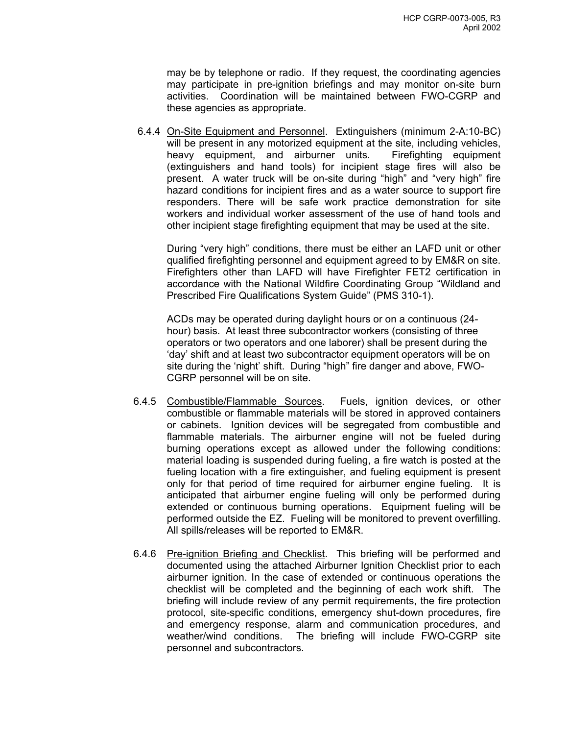may be by telephone or radio. If they request, the coordinating agencies may participate in pre-ignition briefings and may monitor on-site burn activities. Coordination will be maintained between FWO-CGRP and these agencies as appropriate.

6.4.4 <u>On-Site Equipment and Personnel</u>. Extinguishers (minimum 2-A:10-BC) will be present in any motorized equipment at the site, including vehicles, heavy equipment, and airburner units. Firefighting equipment (extinguishers and hand tools) for incipient stage fires will also be present. A water truck will be on-site during "high" and "very high" fire hazard conditions for incipient fires and as a water source to support fire responders. There will be safe work practice demonstration for site workers and individual worker assessment of the use of hand tools and other incipient stage firefighting equipment that may be used at the site.

During "very high" conditions, there must be either an LAFD unit or other qualified firefighting personnel and equipment agreed to by EM&R on site. Firefighters other than LAFD will have Firefighter FET2 certification in accordance with the National Wildfire Coordinating Group "Wildland and Prescribed Fire Qualifications System Guide" (PMS 310-1).

ACDs may be operated during daylight hours or on a continuous (24-hour) basis. At least three subcontractor workers (consisting of three operators or two operators and one laborer) shall be present during the 'day' shift and at least two subcontractor equipment operators will be on site during the 'night' shift. During "high" fire danger and above, FWO-CGRP personnel will be on site.

6.4.5 <u>Combustible/Flammable Sources</u>. Fuels, ignition devices, or other combustible or flammable materials will be stored in approved containers or cabinets. Ignition devices will be segregated from combustible and flammable materials. The airburner engine will not be fueled during burning operations except as allowed under the following conditions: material loading is suspended during fueling, a fire watch is posted at the fueling location with a fire extinguisher, and fueling equipment is present only for that period of time required for airburner engine fueling. It is anticipated that airburner engine fueling will only be performed during extended or continuous burning operations. Equipment fueling will be performed outside the EZ. Fueling will be monitored to prevent overfilling. All spills/releases will be reported to EM&R.

6.4.6 <u>Pre-ignition Briefing and Checklist</u>. This briefing will be performed and documented using the attached Airburner Ignition Checklist prior to each airburner ignition. In the case of extended or continuous operations the checklist will be completed and the beginning of each work shift. The briefing will include review of any permit requirements, the fire protection protocol, site-specific conditions, emergency shut-down procedures, fire and emergency response, alarm and communication procedures, and weather/wind conditions. The briefing will include FWO-CGRP site personnel and subcontractors.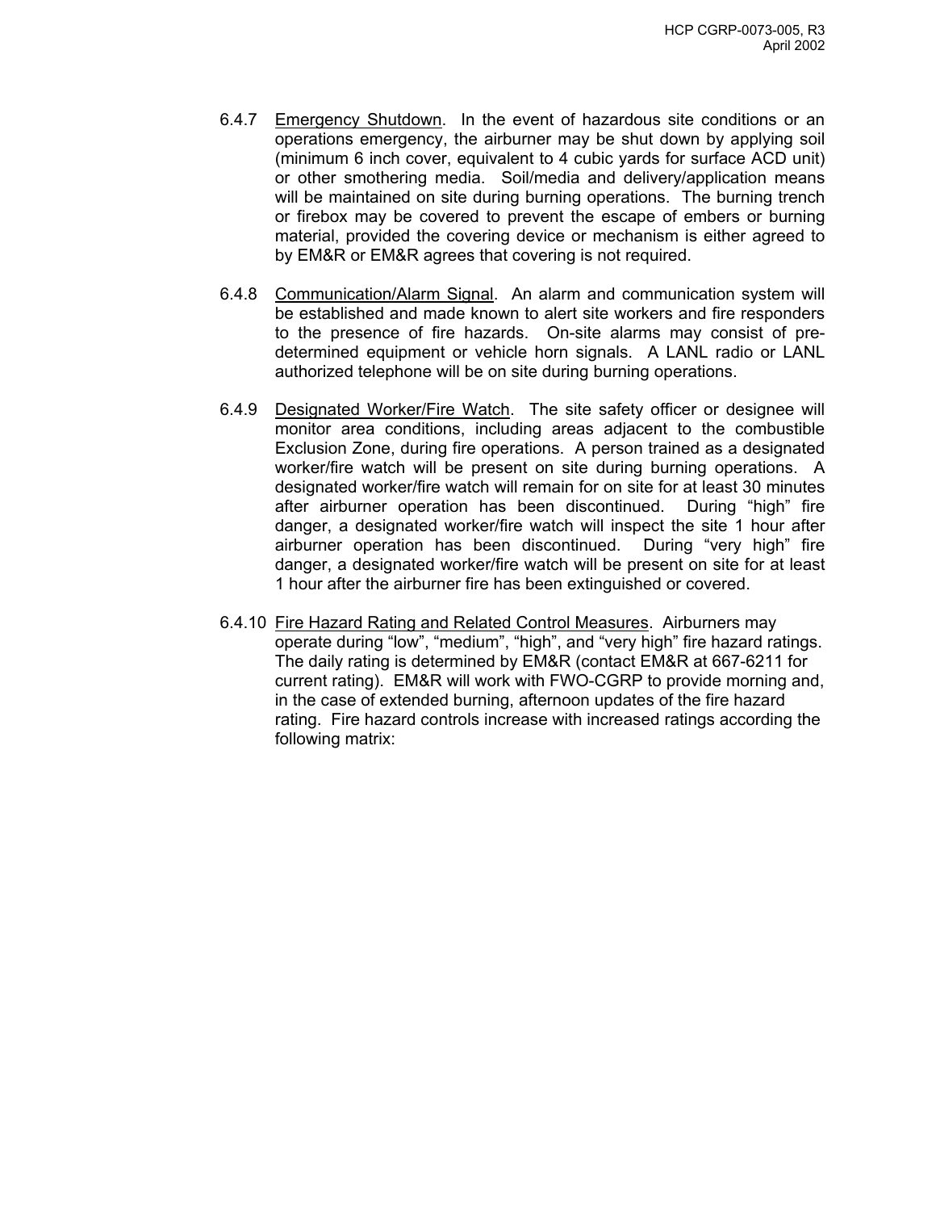6.4.7 Emergency Shutdown. In the event of hazardous site conditions or an operations emergency, the airburner may be shut down by applying soil (minimum 6 inch cover, equivalent to 4 cubic yards for surface ACD unit) or other smothering media. Soil/media and delivery/application means will be maintained on site during burning operations. The burning trench or firebox may be covered to prevent the escape of embers or burning material, provided the covering device or mechanism is either agreed to by EM&R or EM&R agrees that covering is not required.

6.4.8 Communication/Alarm Signal. An alarm and communication system will be established and made known to alert site workers and fire responders to the presence of fire hazards. On-site alarms may consist of pre-determined equipment or vehicle horn signals. A LANL radio or LANL authorized telephone will be on site during burning operations.

6.4.9 Designated Worker/Fire Watch. The site safety officer or designee will monitor area conditions, including areas adjacent to the combustible Exclusion Zone, during fire operations. A person trained as a designated worker/fire watch will be present on site during burning operations. A designated worker/fire watch will remain for on site for at least 30 minutes after airburner operation has been discontinued. During "high" fire danger, a designated worker/fire watch will inspect the site 1 hour after airburner operation has been discontinued. During "very high" fire danger, a designated worker/fire watch will be present on site for at least 1 hour after the airburner fire has been extinguished or covered.

6.4.10 Fire Hazard Rating and Related Control Measures. Airburners may operate during "low", "medium", "high", and "very high" fire hazard ratings. The daily rating is determined by EM&R (contact EM&R at 667-6211 for current rating). EM&R will work with FWO-CGRP to provide morning and, in the case of extended burning, afternoon updates of the fire hazard rating. Fire hazard controls increase with increased ratings according the following matrix: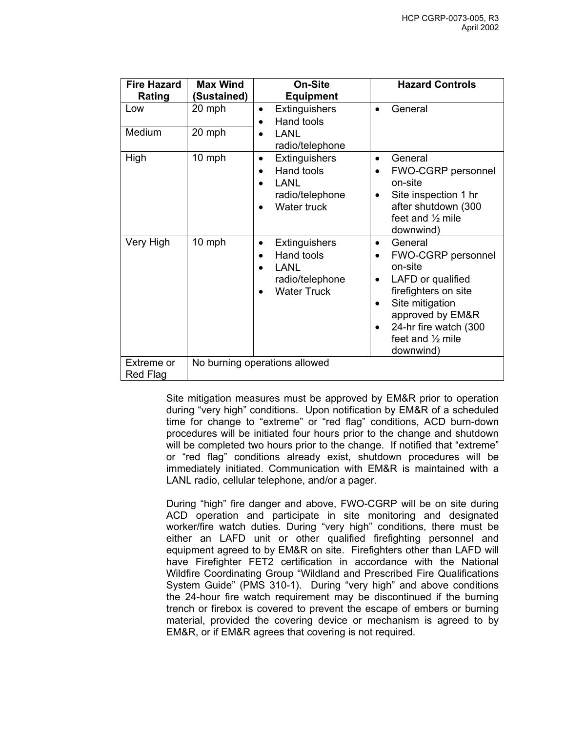| Fire Hazard Rating | Max Wind (Sustained) | On-Site Equipment | Hazard Controls |
|---|---|---|---|
| Low | 20 mph | • Extinguishers<br>• Hand tools<br>• LANL radio/telephone | • General |
| Medium | 20 mph | | |
| High | 10 mph | • Extinguishers<br>• Hand tools<br>• LANL radio/telephone<br>• Water truck | • General<br>• FWO-CGRP personnel on-site<br>• Site inspection 1 hr after shutdown (300 feet and ½ mile downwind) |
| Very High | 10 mph | • Extinguishers<br>• Hand tools<br>• LANL radio/telephone<br>• Water Truck | • General<br>• FWO-CGRP personnel on-site<br>• LAFD or qualified firefighters on site<br>• Site mitigation approved by EM&R<br>• 24-hr fire watch (300 feet and ½ mile downwind) |
| Extreme or Red Flag | No burning operations allowed | | |

Site mitigation measures must be approved by EM&R prior to operation during "very high" conditions. Upon notification by EM&R of a scheduled time for change to "extreme" or "red flag" conditions, ACD burn-down procedures will be initiated four hours prior to the change and shutdown will be completed two hours prior to the change. If notified that "extreme" or "red flag" conditions already exist, shutdown procedures will be immediately initiated. Communication with EM&R is maintained with a LANL radio, cellular telephone, and/or a pager.

During "high" fire danger and above, FWO-CGRP will be on site during ACD operation and participate in site monitoring and designated worker/fire watch duties. During "very high" conditions, there must be either an LAFD unit or other qualified firefighting personnel and equipment agreed to by EM&R on site. Firefighters other than LAFD will have Firefighter FET2 certification in accordance with the National Wildfire Coordinating Group "Wildland and Prescribed Fire Qualifications System Guide" (PMS 310-1). During "very high" and above conditions the 24-hour fire watch requirement may be discontinued if the burning trench or firebox is covered to prevent the escape of embers or burning material, provided the covering device or mechanism is agreed to by EM&R, or if EM&R agrees that covering is not required.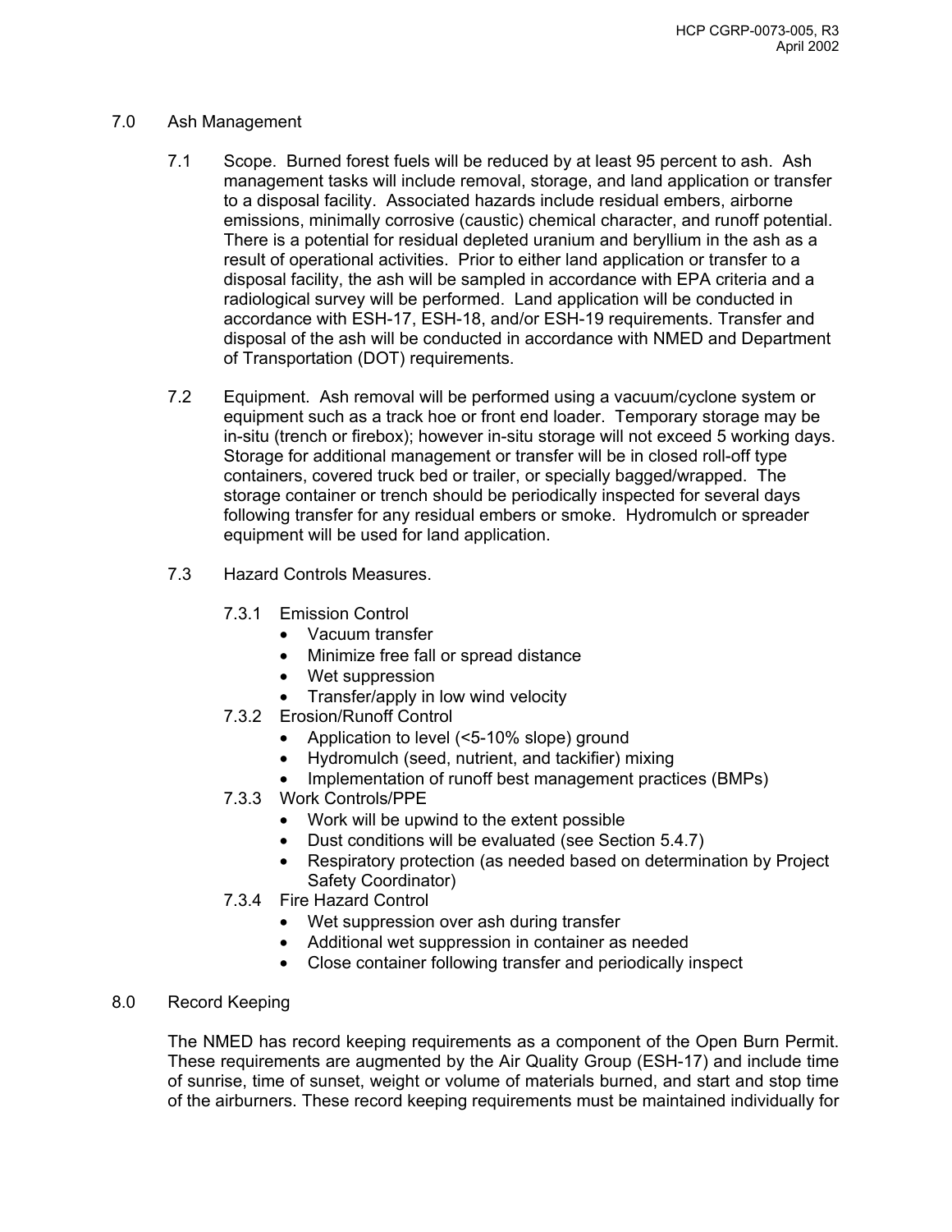## 7.0 Ash Management

7.1 Scope. Burned forest fuels will be reduced by at least 95 percent to ash. Ash management tasks will include removal, storage, and land application or transfer to a disposal facility. Associated hazards include residual embers, airborne emissions, minimally corrosive (caustic) chemical character, and runoff potential. There is a potential for residual depleted uranium and beryllium in the ash as a result of operational activities. Prior to either land application or transfer to a disposal facility, the ash will be sampled in accordance with EPA criteria and a radiological survey will be performed. Land application will be conducted in accordance with ESH-17, ESH-18, and/or ESH-19 requirements. Transfer and disposal of the ash will be conducted in accordance with NMED and Department of Transportation (DOT) requirements.

7.2 Equipment. Ash removal will be performed using a vacuum/cyclone system or equipment such as a track hoe or front end loader. Temporary storage may be in-situ (trench or firebox); however in-situ storage will not exceed 5 working days. Storage for additional management or transfer will be in closed roll-off type containers, covered truck bed or trailer, or specially bagged/wrapped. The storage container or trench should be periodically inspected for several days following transfer for any residual embers or smoke. Hydromulch or spreader equipment will be used for land application.

7.3 Hazard Controls Measures.

7.3.1 Emission Control
- Vacuum transfer
- Minimize free fall or spread distance
- Wet suppression
- Transfer/apply in low wind velocity

7.3.2 Erosion/Runoff Control
- Application to level (<5-10% slope) ground
- Hydromulch (seed, nutrient, and tackifier) mixing
- Implementation of runoff best management practices (BMPs)

7.3.3 Work Controls/PPE
- Work will be upwind to the extent possible
- Dust conditions will be evaluated (see Section 5.4.7)
- Respiratory protection (as needed based on determination by Project Safety Coordinator)

7.3.4 Fire Hazard Control
- Wet suppression over ash during transfer
- Additional wet suppression in container as needed
- Close container following transfer and periodically inspect

## 8.0 Record Keeping

The NMED has record keeping requirements as a component of the Open Burn Permit. These requirements are augmented by the Air Quality Group (ESH-17) and include time of sunrise, time of sunset, weight or volume of materials burned, and start and stop time of the airburners. These record keeping requirements must be maintained individually for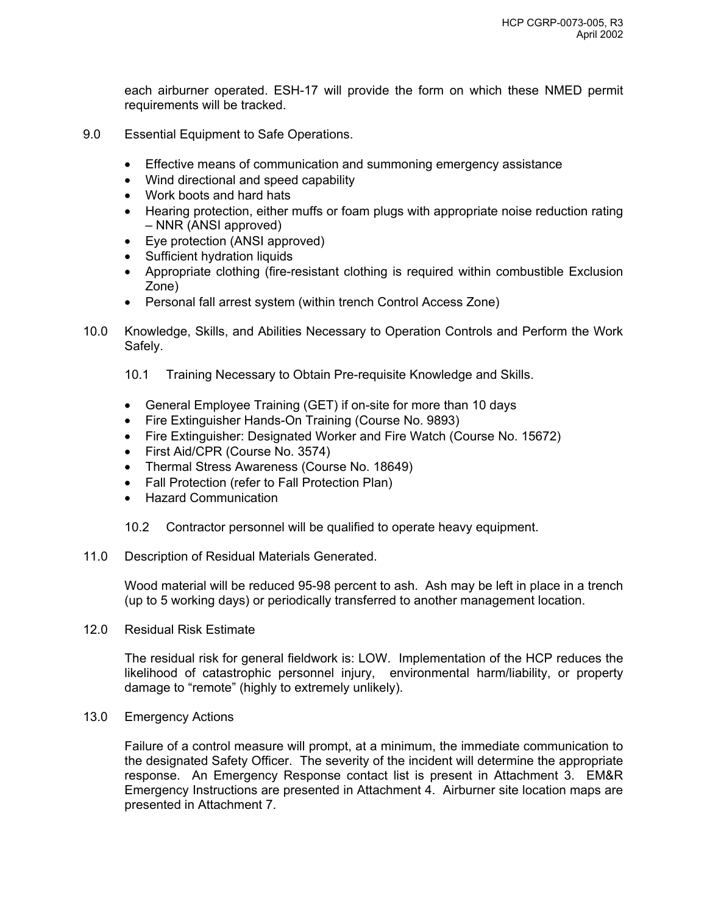each airburner operated. ESH-17 will provide the form on which these NMED permit requirements will be tracked.

## 9.0 Essential Equipment to Safe Operations.

- Effective means of communication and summoning emergency assistance
- Wind directional and speed capability
- Work boots and hard hats
- Hearing protection, either muffs or foam plugs with appropriate noise reduction rating – NNR (ANSI approved)
- Eye protection (ANSI approved)
- Sufficient hydration liquids
- Appropriate clothing (fire-resistant clothing is required within combustible Exclusion Zone)
- Personal fall arrest system (within trench Control Access Zone)

## 10.0 Knowledge, Skills, and Abilities Necessary to Operation Controls and Perform the Work Safely.

### 10.1 Training Necessary to Obtain Pre-requisite Knowledge and Skills.

- General Employee Training (GET) if on-site for more than 10 days
- Fire Extinguisher Hands-On Training (Course No. 9893)
- Fire Extinguisher: Designated Worker and Fire Watch (Course No. 15672)
- First Aid/CPR (Course No. 3574)
- Thermal Stress Awareness (Course No. 18649)
- Fall Protection (refer to Fall Protection Plan)
- Hazard Communication

### 10.2 Contractor personnel will be qualified to operate heavy equipment.

## 11.0 Description of Residual Materials Generated.

Wood material will be reduced 95-98 percent to ash. Ash may be left in place in a trench (up to 5 working days) or periodically transferred to another management location.

## 12.0 Residual Risk Estimate

The residual risk for general fieldwork is: LOW. Implementation of the HCP reduces the likelihood of catastrophic personnel injury, environmental harm/liability, or property damage to "remote" (highly to extremely unlikely).

## 13.0 Emergency Actions

Failure of a control measure will prompt, at a minimum, the immediate communication to the designated Safety Officer. The severity of the incident will determine the appropriate response. An Emergency Response contact list is present in Attachment 3. EM&R Emergency Instructions are presented in Attachment 4. Airburner site location maps are presented in Attachment 7.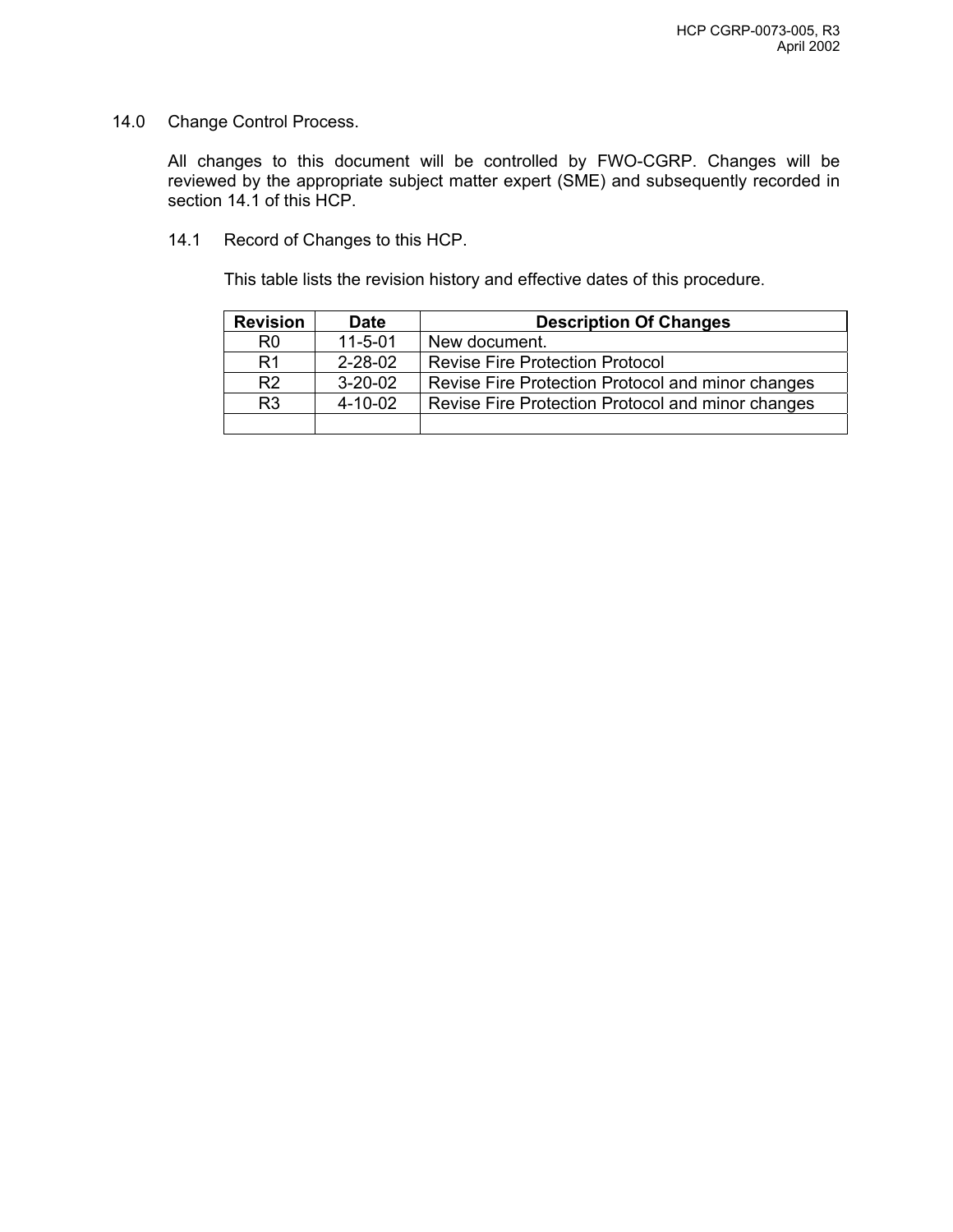## 14.0 Change Control Process.

All changes to this document will be controlled by FWO-CGRP. Changes will be reviewed by the appropriate subject matter expert (SME) and subsequently recorded in section 14.1 of this HCP.

### 14.1 Record of Changes to this HCP.

This table lists the revision history and effective dates of this procedure.

| Revision | Date | Description Of Changes |
|---|---|---|
| R0 | 11-5-01 | New document. |
| R1 | 2-28-02 | Revise Fire Protection Protocol |
| R2 | 3-20-02 | Revise Fire Protection Protocol and minor changes |
| R3 | 4-10-02 | Revise Fire Protection Protocol and minor changes |
| | | |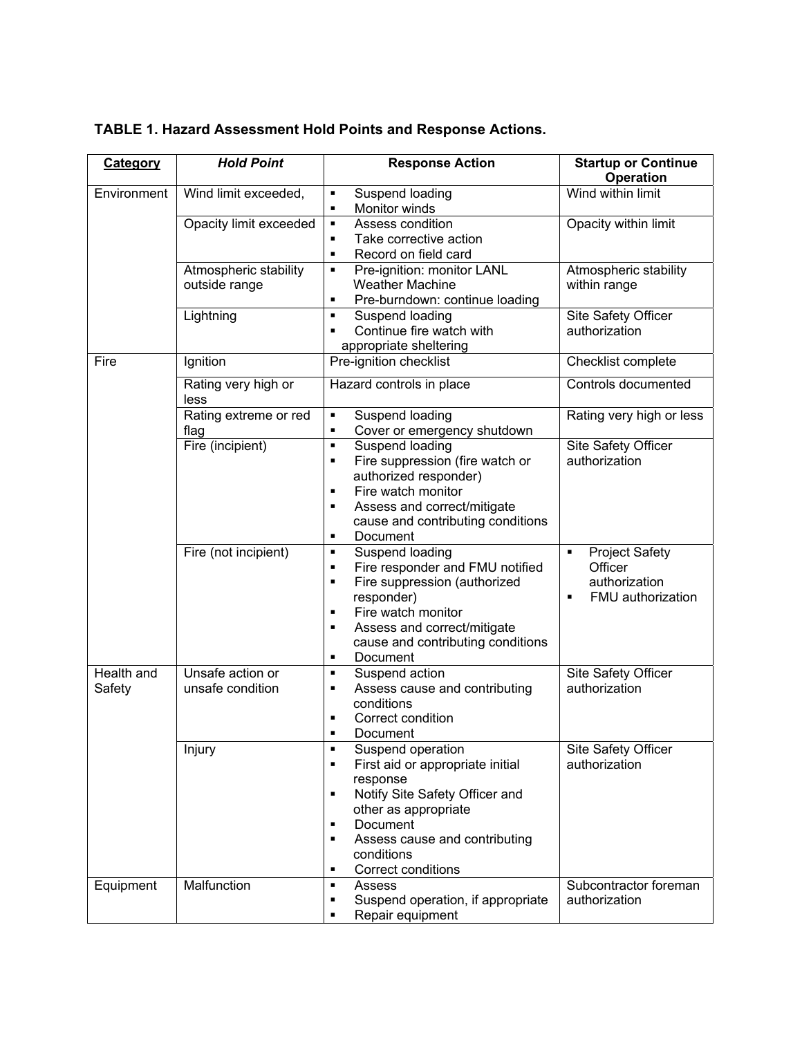**TABLE 1. Hazard Assessment Hold Points and Response Actions.**

| Category | *Hold Point* | Response Action | Startup or Continue Operation |
|---|---|---|---|
| Environment | Wind limit exceeded, | ▪ Suspend loading<br>▪ Monitor winds | Wind within limit |
| | Opacity limit exceeded | ▪ Assess condition<br>▪ Take corrective action<br>▪ Record on field card | Opacity within limit |
| | Atmospheric stability outside range | ▪ Pre-ignition: monitor LANL Weather Machine<br>▪ Pre-burndown: continue loading | Atmospheric stability within range |
| | Lightning | ▪ Suspend loading<br>▪ Continue fire watch with appropriate sheltering | Site Safety Officer authorization |
| Fire | Ignition | Pre-ignition checklist | Checklist complete |
| | Rating very high or less | Hazard controls in place | Controls documented |
| | Rating extreme or red flag | ▪ Suspend loading<br>▪ Cover or emergency shutdown | Rating very high or less |
| | Fire (incipient) | ▪ Suspend loading<br>▪ Fire suppression (fire watch or authorized responder)<br>▪ Fire watch monitor<br>▪ Assess and correct/mitigate cause and contributing conditions<br>▪ Document | Site Safety Officer authorization |
| | Fire (not incipient) | ▪ Suspend loading<br>▪ Fire responder and FMU notified<br>▪ Fire suppression (authorized responder)<br>▪ Fire watch monitor<br>▪ Assess and correct/mitigate cause and contributing conditions<br>▪ Document | ▪ Project Safety Officer authorization<br>▪ FMU authorization |
| Health and Safety | Unsafe action or unsafe condition | ▪ Suspend action<br>▪ Assess cause and contributing conditions<br>▪ Correct condition<br>▪ Document | Site Safety Officer authorization |
| | Injury | ▪ Suspend operation<br>▪ First aid or appropriate initial response<br>▪ Notify Site Safety Officer and other as appropriate<br>▪ Document<br>▪ Assess cause and contributing conditions<br>▪ Correct conditions | Site Safety Officer authorization |
| Equipment | Malfunction | ▪ Assess<br>▪ Suspend operation, if appropriate<br>▪ Repair equipment | Subcontractor foreman authorization |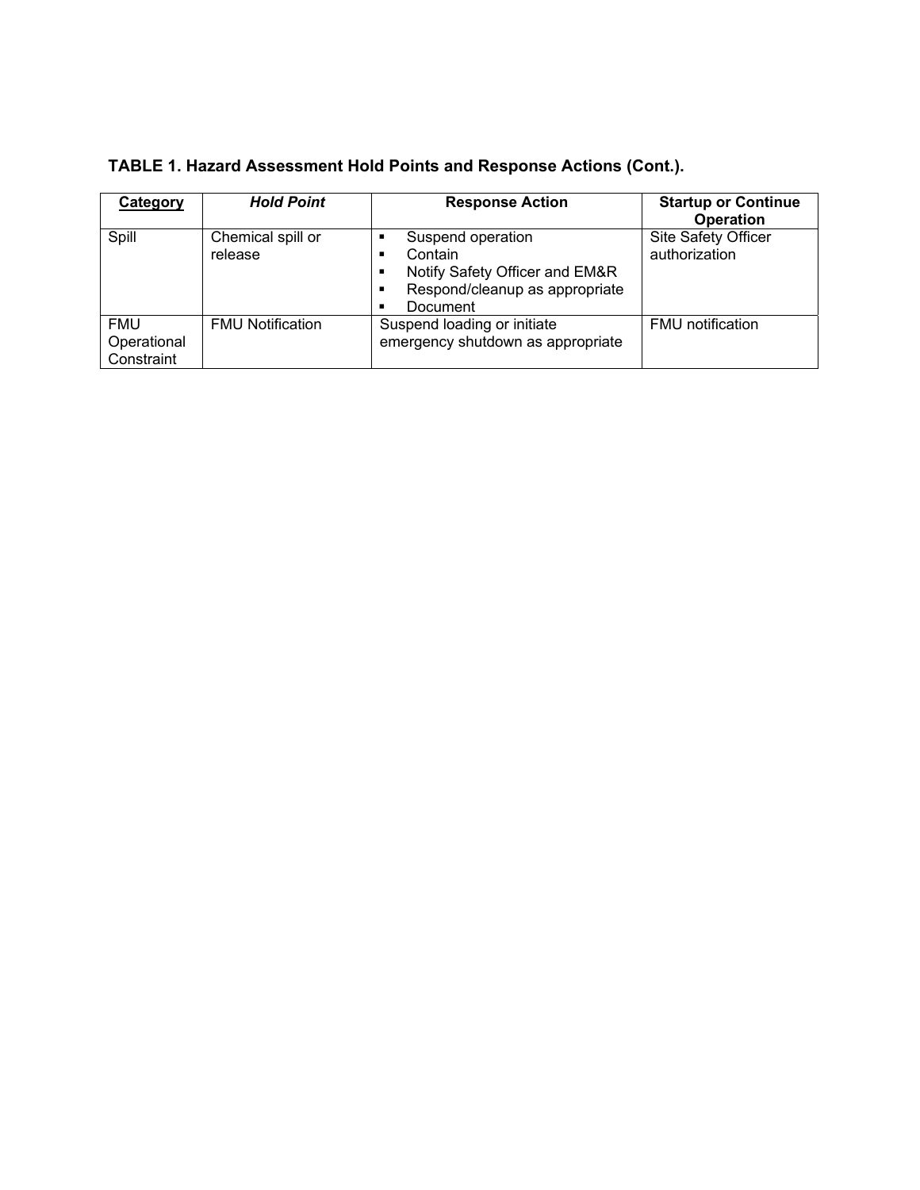**TABLE 1. Hazard Assessment Hold Points and Response Actions (Cont.).**

| Category | *Hold Point* | Response Action | Startup or Continue Operation |
|---|---|---|---|
| Spill | Chemical spill or release | ▪ Suspend operation<br>▪ Contain<br>▪ Notify Safety Officer and EM&R<br>▪ Respond/cleanup as appropriate<br>▪ Document | Site Safety Officer authorization |
| FMU Operational Constraint | FMU Notification | Suspend loading or initiate emergency shutdown as appropriate | FMU notification |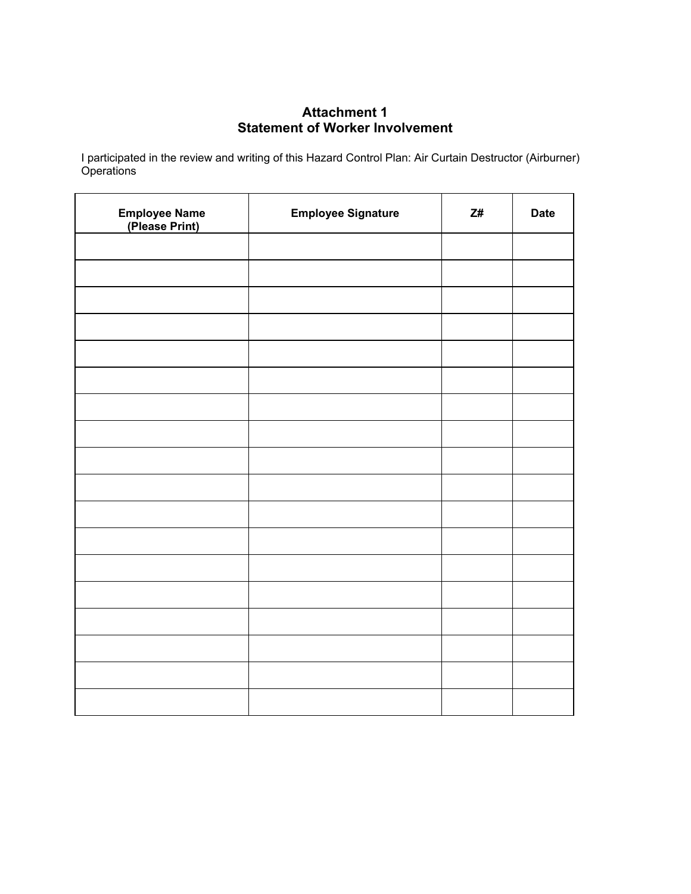# Attachment 1
## Statement of Worker Involvement

I participated in the review and writing of this Hazard Control Plan: Air Curtain Destructor (Airburner) Operations

| Employee Name (Please Print) | Employee Signature | Z# | Date |
|---|---|---|---|
| | | | |
| | | | |
| | | | |
| | | | |
| | | | |
| | | | |
| | | | |
| | | | |
| | | | |
| | | | |
| | | | |
| | | | |
| | | | |
| | | | |
| | | | |
| | | | |
| | | | |
| | | | |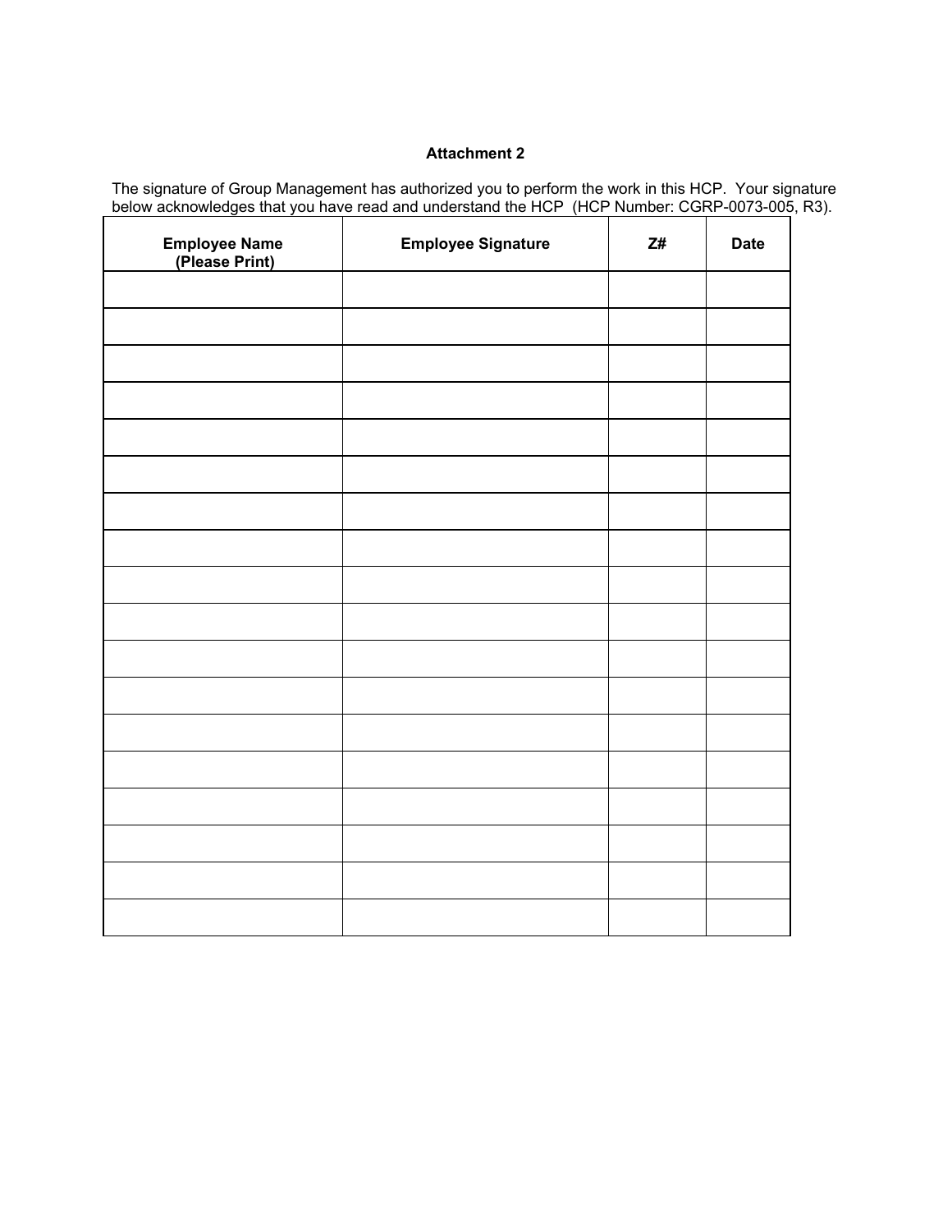**Attachment 2**

The signature of Group Management has authorized you to perform the work in this HCP. Your signature below acknowledges that you have read and understand the HCP (HCP Number: CGRP-0073-005, R3).

| Employee Name (Please Print) | Employee Signature | Z# | Date |
|---|---|---|---|
| | | | |
| | | | |
| | | | |
| | | | |
| | | | |
| | | | |
| | | | |
| | | | |
| | | | |
| | | | |
| | | | |
| | | | |
| | | | |
| | | | |
| | | | |
| | | | |
| | | | |
| | | | |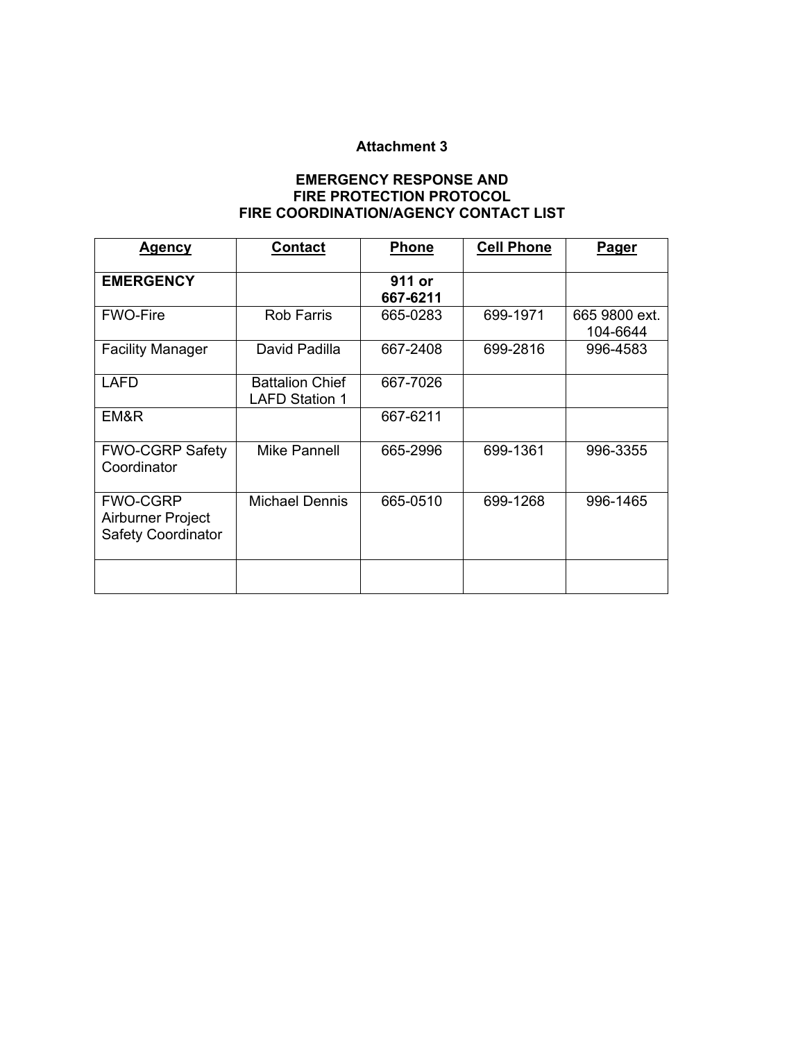**Attachment 3**

**EMERGENCY RESPONSE AND FIRE PROTECTION PROTOCOL FIRE COORDINATION/AGENCY CONTACT LIST**

| Agency | Contact | Phone | Cell Phone | Pager |
|---|---|---|---|---|
| **EMERGENCY** | | **911 or 667-6211** | | |
| FWO-Fire | Rob Farris | 665-0283 | 699-1971 | 665 9800 ext. 104-6644 |
| Facility Manager | David Padilla | 667-2408 | 699-2816 | 996-4583 |
| LAFD | Battalion Chief LAFD Station 1 | 667-7026 | | |
| EM&R | | 667-6211 | | |
| FWO-CGRP Safety Coordinator | Mike Pannell | 665-2996 | 699-1361 | 996-3355 |
| FWO-CGRP Airburner Project Safety Coordinator | Michael Dennis | 665-0510 | 699-1268 | 996-1465 |
| | | | | |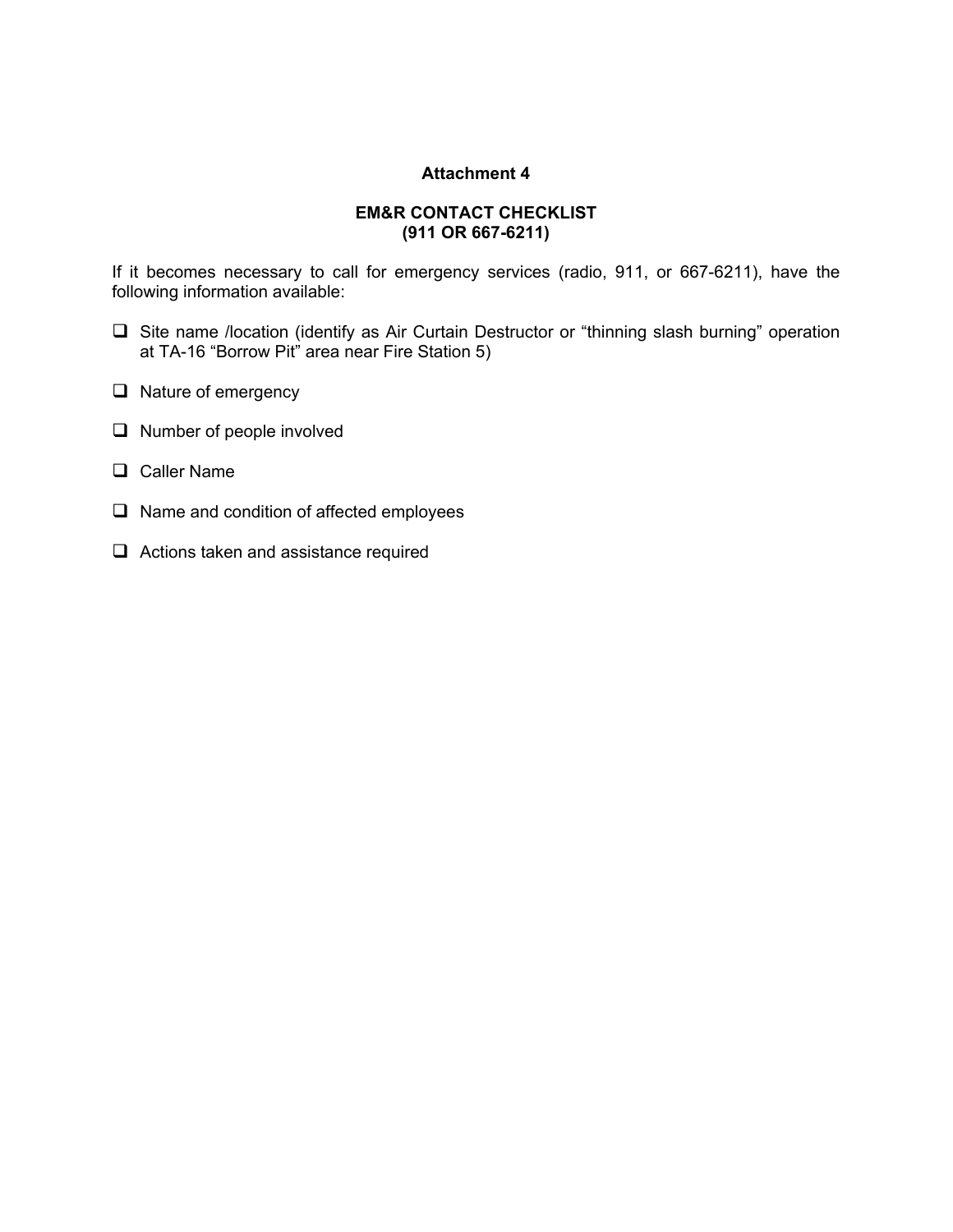## Attachment 4

### EM&R CONTACT CHECKLIST
### (911 OR 667-6211)

If it becomes necessary to call for emergency services (radio, 911, or 667-6211), have the following information available:

- ☐ Site name /location (identify as Air Curtain Destructor or “thinning slash burning” operation at TA-16 “Borrow Pit” area near Fire Station 5)
- ☐ Nature of emergency
- ☐ Number of people involved
- ☐ Caller Name
- ☐ Name and condition of affected employees
- ☐ Actions taken and assistance required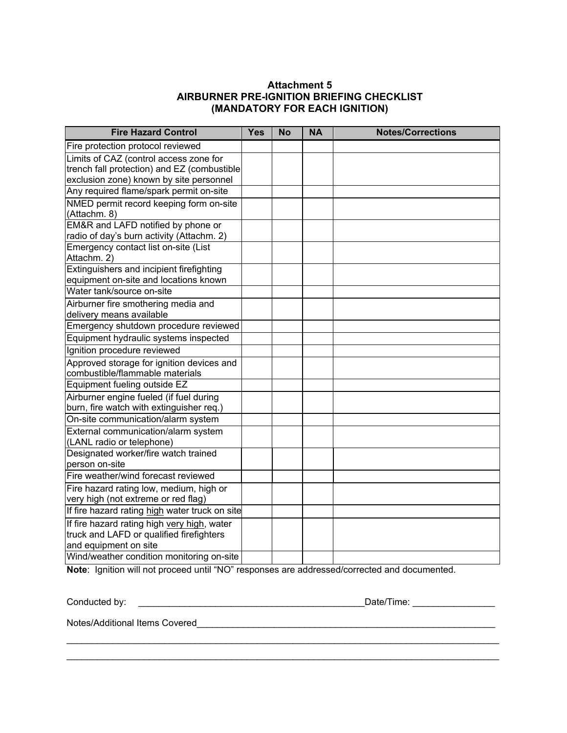### Attachment 5
### AIRBURNER PRE-IGNITION BRIEFING CHECKLIST
### (MANDATORY FOR EACH IGNITION)

| Fire Hazard Control | Yes | No | NA | Notes/Corrections |
|---|---|---|---|---|
| Fire protection protocol reviewed | | | | |
| Limits of CAZ (control access zone for trench fall protection) and EZ (combustible exclusion zone) known by site personnel | | | | |
| Any required flame/spark permit on-site | | | | |
| NMED permit record keeping form on-site (Attachm. 8) | | | | |
| EM&R and LAFD notified by phone or radio of day's burn activity (Attachm. 2) | | | | |
| Emergency contact list on-site (List Attachm. 2) | | | | |
| Extinguishers and incipient firefighting equipment on-site and locations known | | | | |
| Water tank/source on-site | | | | |
| Airburner fire smothering media and delivery means available | | | | |
| Emergency shutdown procedure reviewed | | | | |
| Equipment hydraulic systems inspected | | | | |
| Ignition procedure reviewed | | | | |
| Approved storage for ignition devices and combustible/flammable materials | | | | |
| Equipment fueling outside EZ | | | | |
| Airburner engine fueled (if fuel during burn, fire watch with extinguisher req.) | | | | |
| On-site communication/alarm system | | | | |
| External communication/alarm system (LANL radio or telephone) | | | | |
| Designated worker/fire watch trained person on-site | | | | |
| Fire weather/wind forecast reviewed | | | | |
| Fire hazard rating low, medium, high or very high (not extreme or red flag) | | | | |
| If fire hazard rating <u>high</u> water truck on site | | | | |
| If fire hazard rating high <u>very high</u>, water truck and LAFD or qualified firefighters and equipment on site | | | | |
| Wind/weather condition monitoring on-site | | | | |

**Note**: Ignition will not proceed until "NO" responses are addressed/corrected and documented.

Conducted by: ____________________________________________Date/Time: ________________

Notes/Additional Items Covered____________________________________________________________

__________________________________________________________________________________________

__________________________________________________________________________________________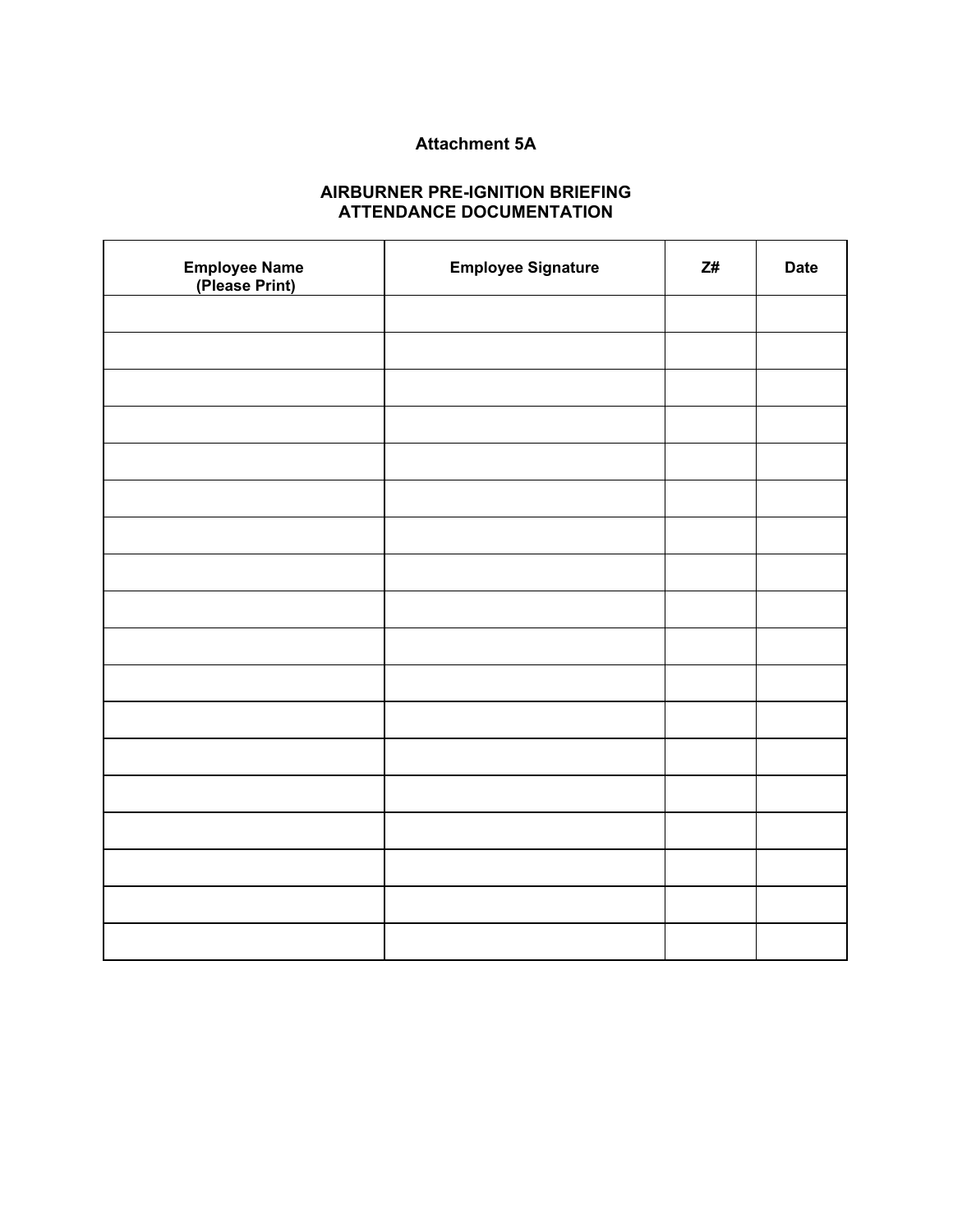**Attachment 5A**

**AIRBURNER PRE-IGNITION BRIEFING ATTENDANCE DOCUMENTATION**

| Employee Name (Please Print) | Employee Signature | Z# | Date |
|---|---|---|---|
| | | | |
| | | | |
| | | | |
| | | | |
| | | | |
| | | | |
| | | | |
| | | | |
| | | | |
| | | | |
| | | | |
| | | | |
| | | | |
| | | | |
| | | | |
| | | | |
| | | | |
| | | | |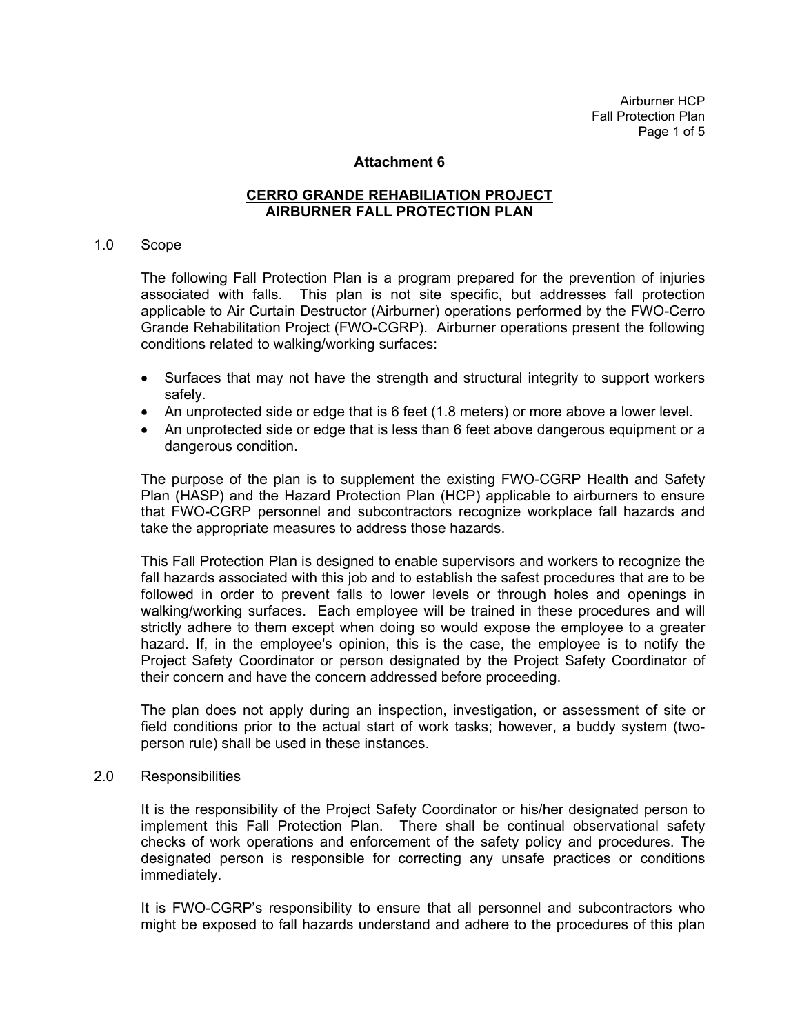**Attachment 6**

**CERRO GRANDE REHABILIATION PROJECT**
**AIRBURNER FALL PROTECTION PLAN**

1.0 Scope

The following Fall Protection Plan is a program prepared for the prevention of injuries associated with falls. This plan is not site specific, but addresses fall protection applicable to Air Curtain Destructor (Airburner) operations performed by the FWO-Cerro Grande Rehabilitation Project (FWO-CGRP). Airburner operations present the following conditions related to walking/working surfaces:

- Surfaces that may not have the strength and structural integrity to support workers safely.
- An unprotected side or edge that is 6 feet (1.8 meters) or more above a lower level.
- An unprotected side or edge that is less than 6 feet above dangerous equipment or a dangerous condition.

The purpose of the plan is to supplement the existing FWO-CGRP Health and Safety Plan (HASP) and the Hazard Protection Plan (HCP) applicable to airburners to ensure that FWO-CGRP personnel and subcontractors recognize workplace fall hazards and take the appropriate measures to address those hazards.

This Fall Protection Plan is designed to enable supervisors and workers to recognize the fall hazards associated with this job and to establish the safest procedures that are to be followed in order to prevent falls to lower levels or through holes and openings in walking/working surfaces. Each employee will be trained in these procedures and will strictly adhere to them except when doing so would expose the employee to a greater hazard. If, in the employee's opinion, this is the case, the employee is to notify the Project Safety Coordinator or person designated by the Project Safety Coordinator of their concern and have the concern addressed before proceeding.

The plan does not apply during an inspection, investigation, or assessment of site or field conditions prior to the actual start of work tasks; however, a buddy system (two-person rule) shall be used in these instances.

2.0 Responsibilities

It is the responsibility of the Project Safety Coordinator or his/her designated person to implement this Fall Protection Plan. There shall be continual observational safety checks of work operations and enforcement of the safety policy and procedures. The designated person is responsible for correcting any unsafe practices or conditions immediately.

It is FWO-CGRP's responsibility to ensure that all personnel and subcontractors who might be exposed to fall hazards understand and adhere to the procedures of this plan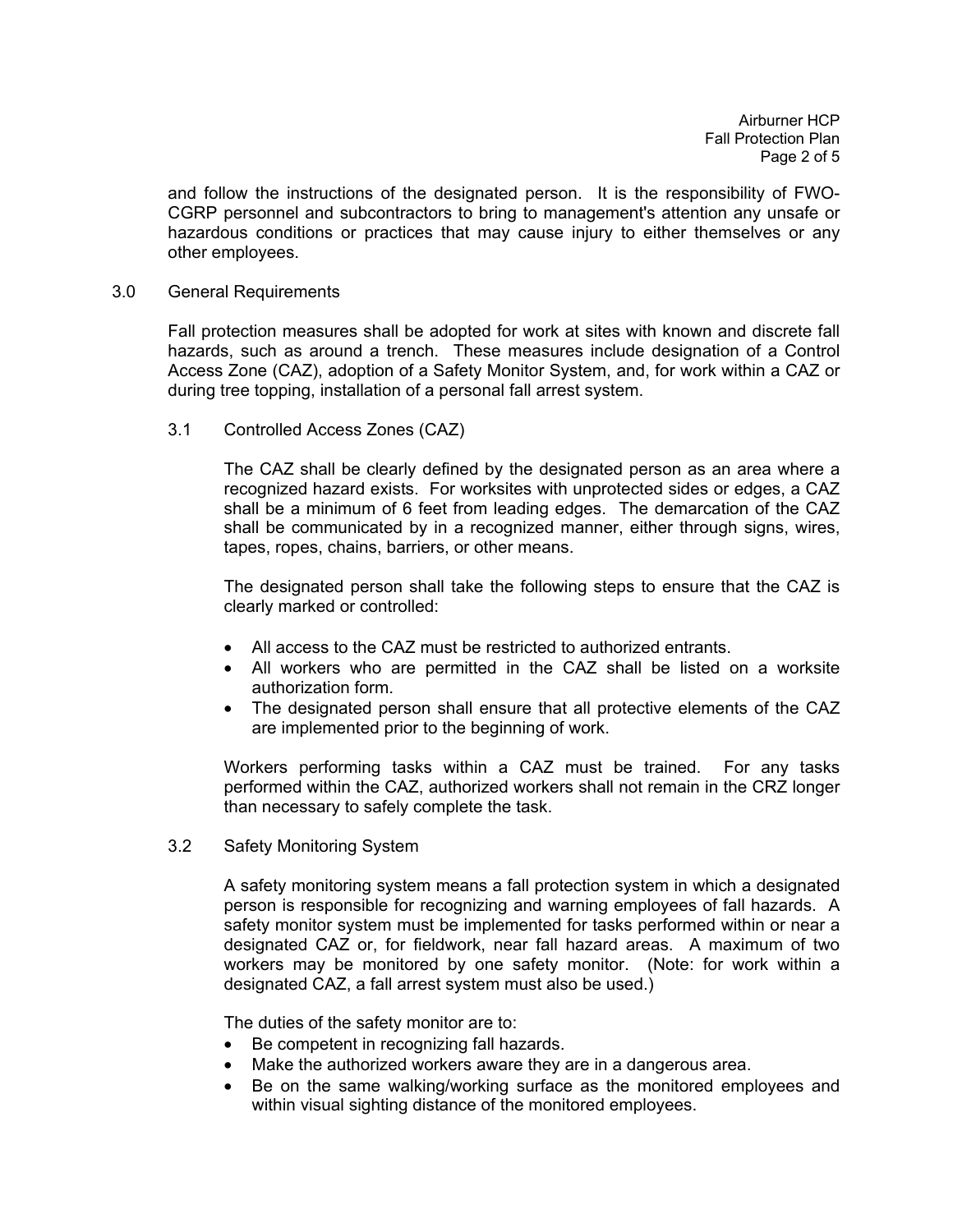and follow the instructions of the designated person. It is the responsibility of FWO-CGRP personnel and subcontractors to bring to management's attention any unsafe or hazardous conditions or practices that may cause injury to either themselves or any other employees.

## 3.0 General Requirements

Fall protection measures shall be adopted for work at sites with known and discrete fall hazards, such as around a trench. These measures include designation of a Control Access Zone (CAZ), adoption of a Safety Monitor System, and, for work within a CAZ or during tree topping, installation of a personal fall arrest system.

### 3.1 Controlled Access Zones (CAZ)

The CAZ shall be clearly defined by the designated person as an area where a recognized hazard exists. For worksites with unprotected sides or edges, a CAZ shall be a minimum of 6 feet from leading edges. The demarcation of the CAZ shall be communicated by in a recognized manner, either through signs, wires, tapes, ropes, chains, barriers, or other means.

The designated person shall take the following steps to ensure that the CAZ is clearly marked or controlled:

- All access to the CAZ must be restricted to authorized entrants.
- All workers who are permitted in the CAZ shall be listed on a worksite authorization form.
- The designated person shall ensure that all protective elements of the CAZ are implemented prior to the beginning of work.

Workers performing tasks within a CAZ must be trained. For any tasks performed within the CAZ, authorized workers shall not remain in the CRZ longer than necessary to safely complete the task.

### 3.2 Safety Monitoring System

A safety monitoring system means a fall protection system in which a designated person is responsible for recognizing and warning employees of fall hazards. A safety monitor system must be implemented for tasks performed within or near a designated CAZ or, for fieldwork, near fall hazard areas. A maximum of two workers may be monitored by one safety monitor. (Note: for work within a designated CAZ, a fall arrest system must also be used.)

The duties of the safety monitor are to:

- Be competent in recognizing fall hazards.
- Make the authorized workers aware they are in a dangerous area.
- Be on the same walking/working surface as the monitored employees and within visual sighting distance of the monitored employees.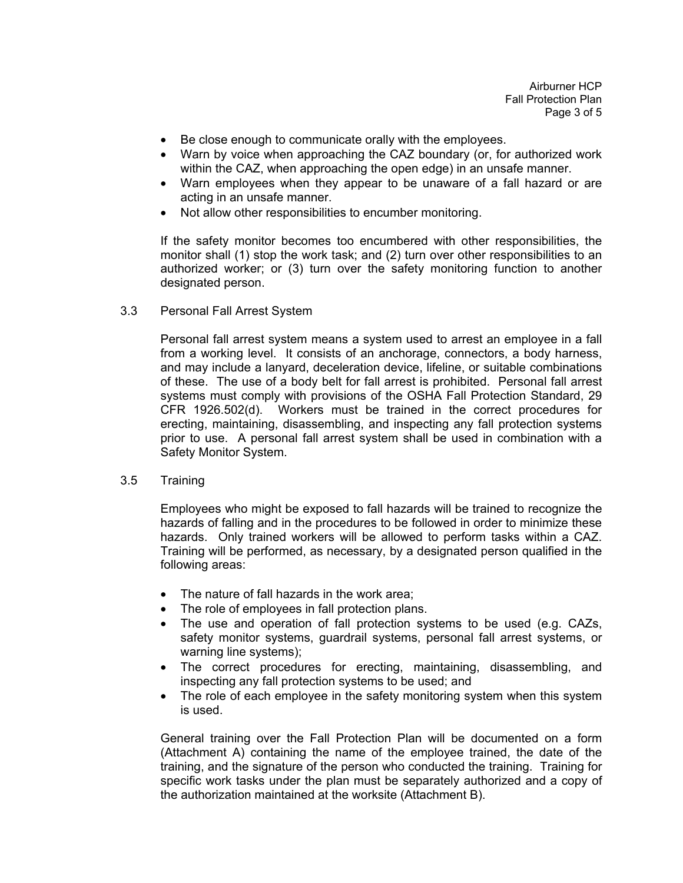- Be close enough to communicate orally with the employees.
- Warn by voice when approaching the CAZ boundary (or, for authorized work within the CAZ, when approaching the open edge) in an unsafe manner.
- Warn employees when they appear to be unaware of a fall hazard or are acting in an unsafe manner.
- Not allow other responsibilities to encumber monitoring.

If the safety monitor becomes too encumbered with other responsibilities, the monitor shall (1) stop the work task; and (2) turn over other responsibilities to an authorized worker; or (3) turn over the safety monitoring function to another designated person.

### 3.3 Personal Fall Arrest System

Personal fall arrest system means a system used to arrest an employee in a fall from a working level. It consists of an anchorage, connectors, a body harness, and may include a lanyard, deceleration device, lifeline, or suitable combinations of these. The use of a body belt for fall arrest is prohibited. Personal fall arrest systems must comply with provisions of the OSHA Fall Protection Standard, 29 CFR 1926.502(d). Workers must be trained in the correct procedures for erecting, maintaining, disassembling, and inspecting any fall protection systems prior to use. A personal fall arrest system shall be used in combination with a Safety Monitor System.

### 3.5 Training

Employees who might be exposed to fall hazards will be trained to recognize the hazards of falling and in the procedures to be followed in order to minimize these hazards. Only trained workers will be allowed to perform tasks within a CAZ. Training will be performed, as necessary, by a designated person qualified in the following areas:

- The nature of fall hazards in the work area;
- The role of employees in fall protection plans.
- The use and operation of fall protection systems to be used (e.g. CAZs, safety monitor systems, guardrail systems, personal fall arrest systems, or warning line systems);
- The correct procedures for erecting, maintaining, disassembling, and inspecting any fall protection systems to be used; and
- The role of each employee in the safety monitoring system when this system is used.

General training over the Fall Protection Plan will be documented on a form (Attachment A) containing the name of the employee trained, the date of the training, and the signature of the person who conducted the training. Training for specific work tasks under the plan must be separately authorized and a copy of the authorization maintained at the worksite (Attachment B).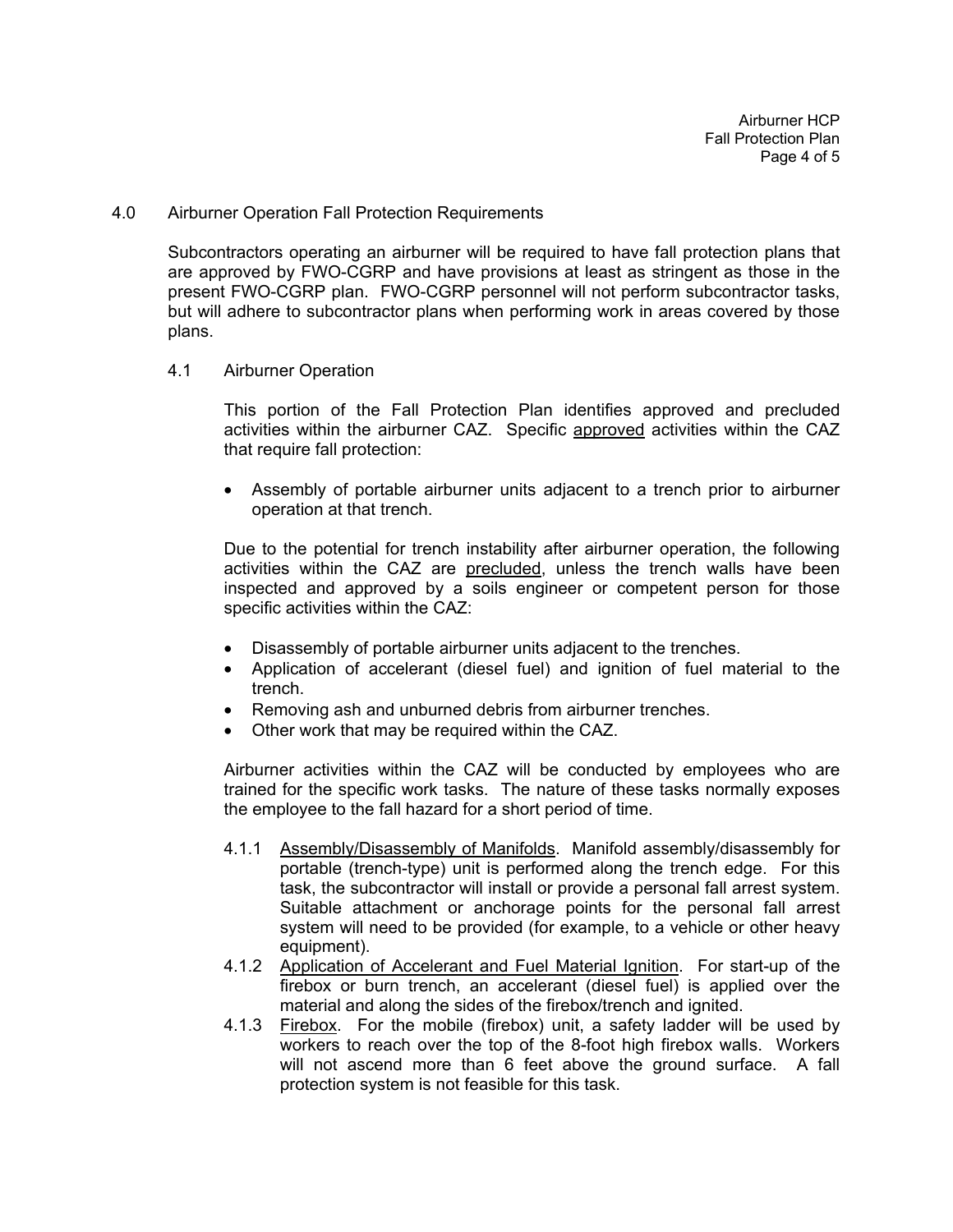## 4.0 Airburner Operation Fall Protection Requirements

Subcontractors operating an airburner will be required to have fall protection plans that are approved by FWO-CGRP and have provisions at least as stringent as those in the present FWO-CGRP plan. FWO-CGRP personnel will not perform subcontractor tasks, but will adhere to subcontractor plans when performing work in areas covered by those plans.

### 4.1 Airburner Operation

This portion of the Fall Protection Plan identifies approved and precluded activities within the airburner CAZ. Specific approved activities within the CAZ that require fall protection:

- Assembly of portable airburner units adjacent to a trench prior to airburner operation at that trench.

Due to the potential for trench instability after airburner operation, the following activities within the CAZ are precluded, unless the trench walls have been inspected and approved by a soils engineer or competent person for those specific activities within the CAZ:

- Disassembly of portable airburner units adjacent to the trenches.
- Application of accelerant (diesel fuel) and ignition of fuel material to the trench.
- Removing ash and unburned debris from airburner trenches.
- Other work that may be required within the CAZ.

Airburner activities within the CAZ will be conducted by employees who are trained for the specific work tasks. The nature of these tasks normally exposes the employee to the fall hazard for a short period of time.

4.1.1 Assembly/Disassembly of Manifolds. Manifold assembly/disassembly for portable (trench-type) unit is performed along the trench edge. For this task, the subcontractor will install or provide a personal fall arrest system. Suitable attachment or anchorage points for the personal fall arrest system will need to be provided (for example, to a vehicle or other heavy equipment).

4.1.2 Application of Accelerant and Fuel Material Ignition. For start-up of the firebox or burn trench, an accelerant (diesel fuel) is applied over the material and along the sides of the firebox/trench and ignited.

4.1.3 Firebox. For the mobile (firebox) unit, a safety ladder will be used by workers to reach over the top of the 8-foot high firebox walls. Workers will not ascend more than 6 feet above the ground surface. A fall protection system is not feasible for this task.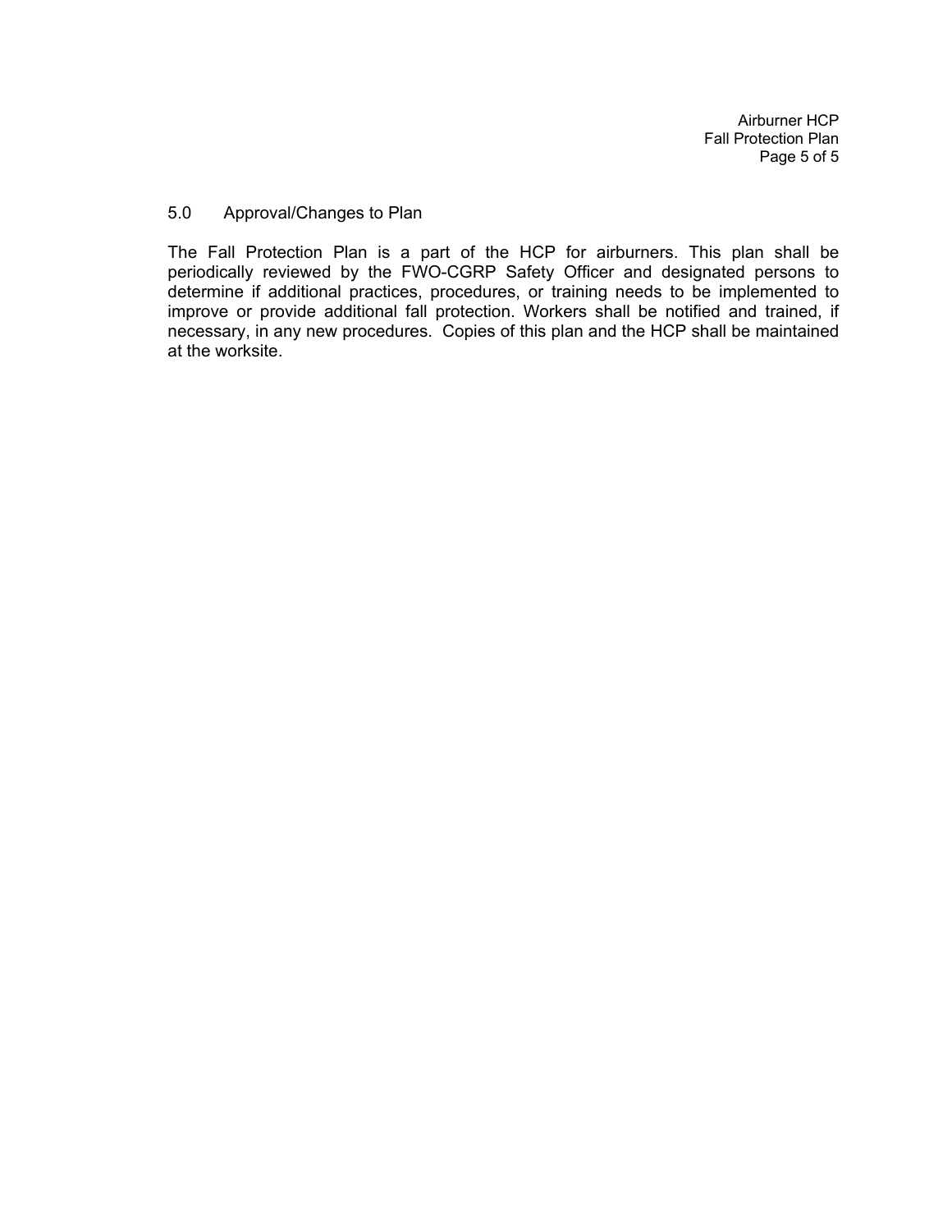## 5.0 Approval/Changes to Plan

The Fall Protection Plan is a part of the HCP for airburners. This plan shall be periodically reviewed by the FWO-CGRP Safety Officer and designated persons to determine if additional practices, procedures, or training needs to be implemented to improve or provide additional fall protection. Workers shall be notified and trained, if necessary, in any new procedures. Copies of this plan and the HCP shall be maintained at the worksite.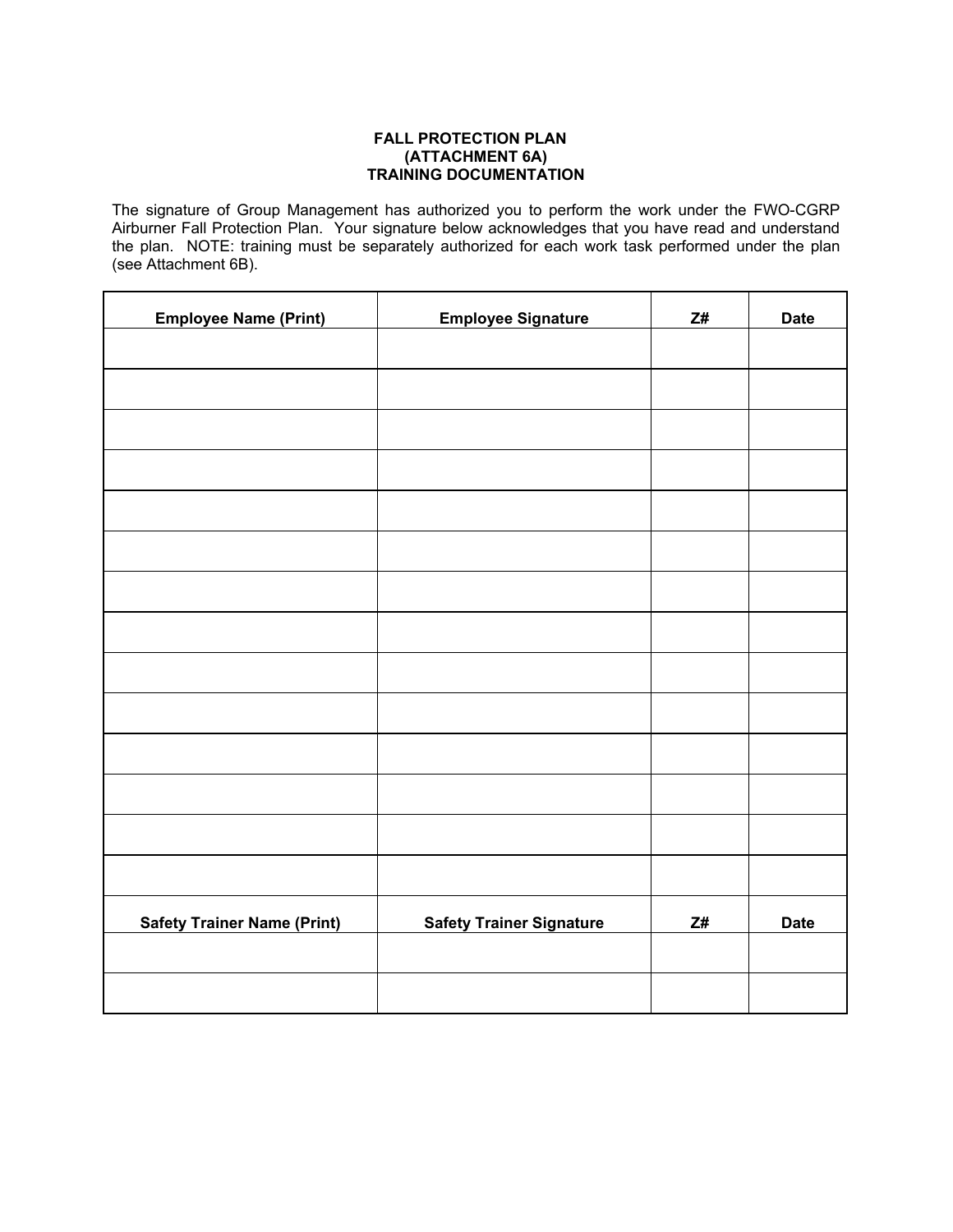**FALL PROTECTION PLAN**
**(ATTACHMENT 6A)**
**TRAINING DOCUMENTATION**

The signature of Group Management has authorized you to perform the work under the FWO-CGRP Airburner Fall Protection Plan. Your signature below acknowledges that you have read and understand the plan. NOTE: training must be separately authorized for each work task performed under the plan (see Attachment 6B).

| Employee Name (Print) | Employee Signature | Z# | Date |
|---|---|---|---|
| | | | |
| | | | |
| | | | |
| | | | |
| | | | |
| | | | |
| | | | |
| | | | |
| | | | |
| | | | |
| | | | |
| | | | |
| | | | |
| | | | |
| **Safety Trainer Name (Print)** | **Safety Trainer Signature** | **Z#** | **Date** |
| | | | |
| | | | |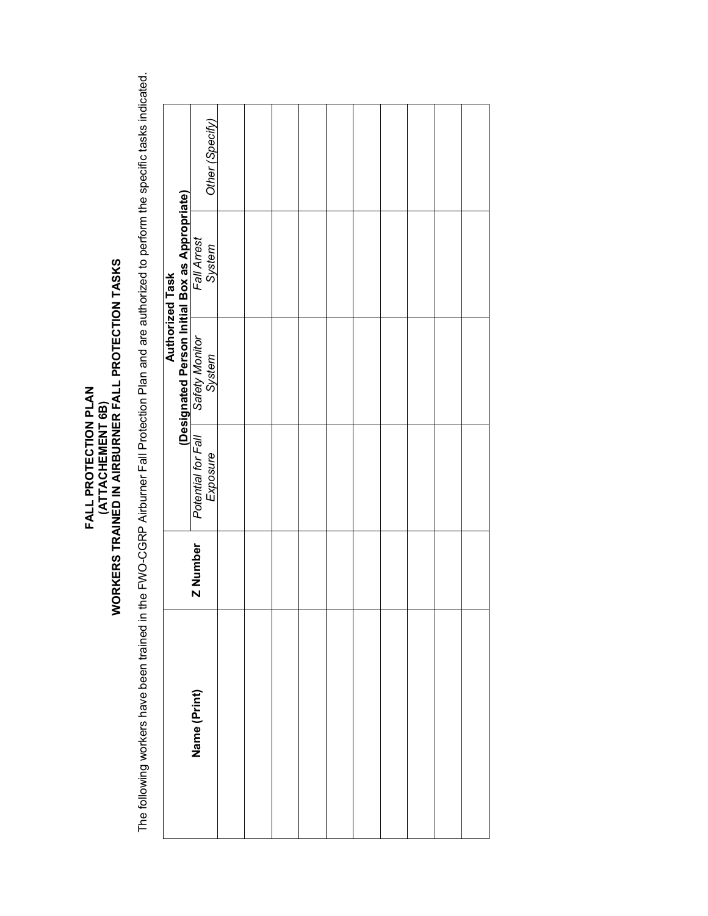# FALL PROTECTION PLAN
# (ATTACHEMENT 6B)
# WORKERS TRAINED IN AIRBURNER FALL PROTECTION TASKS

The following workers have been trained in the FWO-CGRP Airburner Fall Protection Plan and are authorized to perform the specific tasks indicated.

| Name (Print) | Z Number | Authorized Task (Designated Person Initial Box as Appropriate) | | | |
|---|---|---|---|---|---|
| | | *Potential for Fall Exposure* | *Safety Monitor System* | *Fall Arrest System* | *Other (Specify)* |
| | | | | | |
| | | | | | |
| | | | | | |
| | | | | | |
| | | | | | |
| | | | | | |
| | | | | | |
| | | | | | |
| | | | | | |
| | | | | | |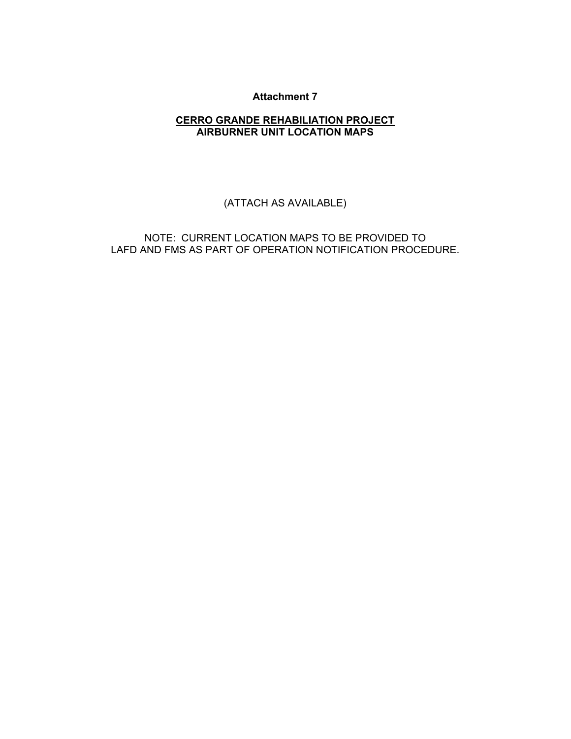**Attachment 7**

**<u>CERRO GRANDE REHABILIATION PROJECT</u>**
**AIRBURNER UNIT LOCATION MAPS**

(ATTACH AS AVAILABLE)

NOTE: CURRENT LOCATION MAPS TO BE PROVIDED TO LAFD AND FMS AS PART OF OPERATION NOTIFICATION PROCEDURE.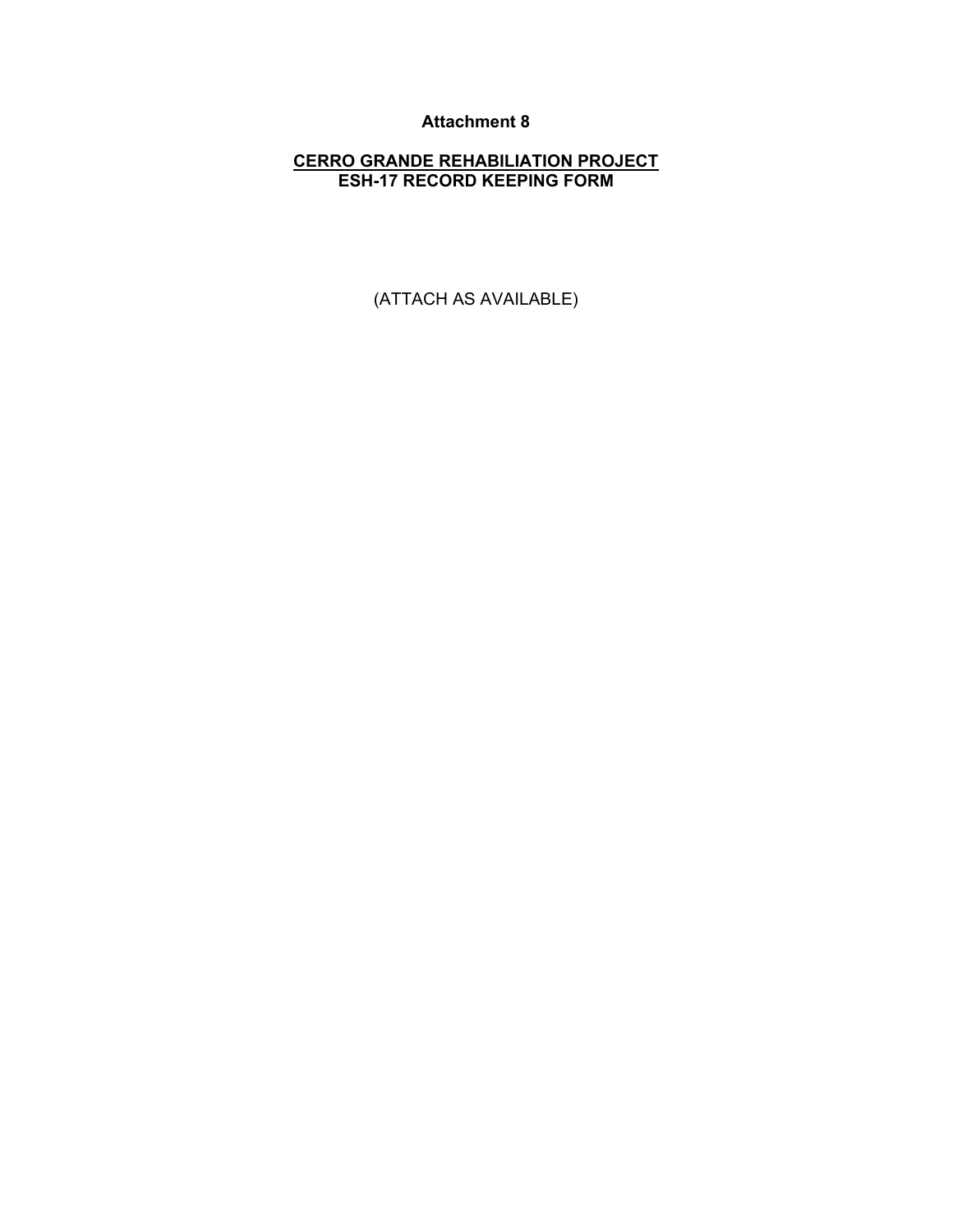**Attachment 8**

**CERRO GRANDE REHABILIATION PROJECT**
**ESH-17 RECORD KEEPING FORM**

(ATTACH AS AVAILABLE)